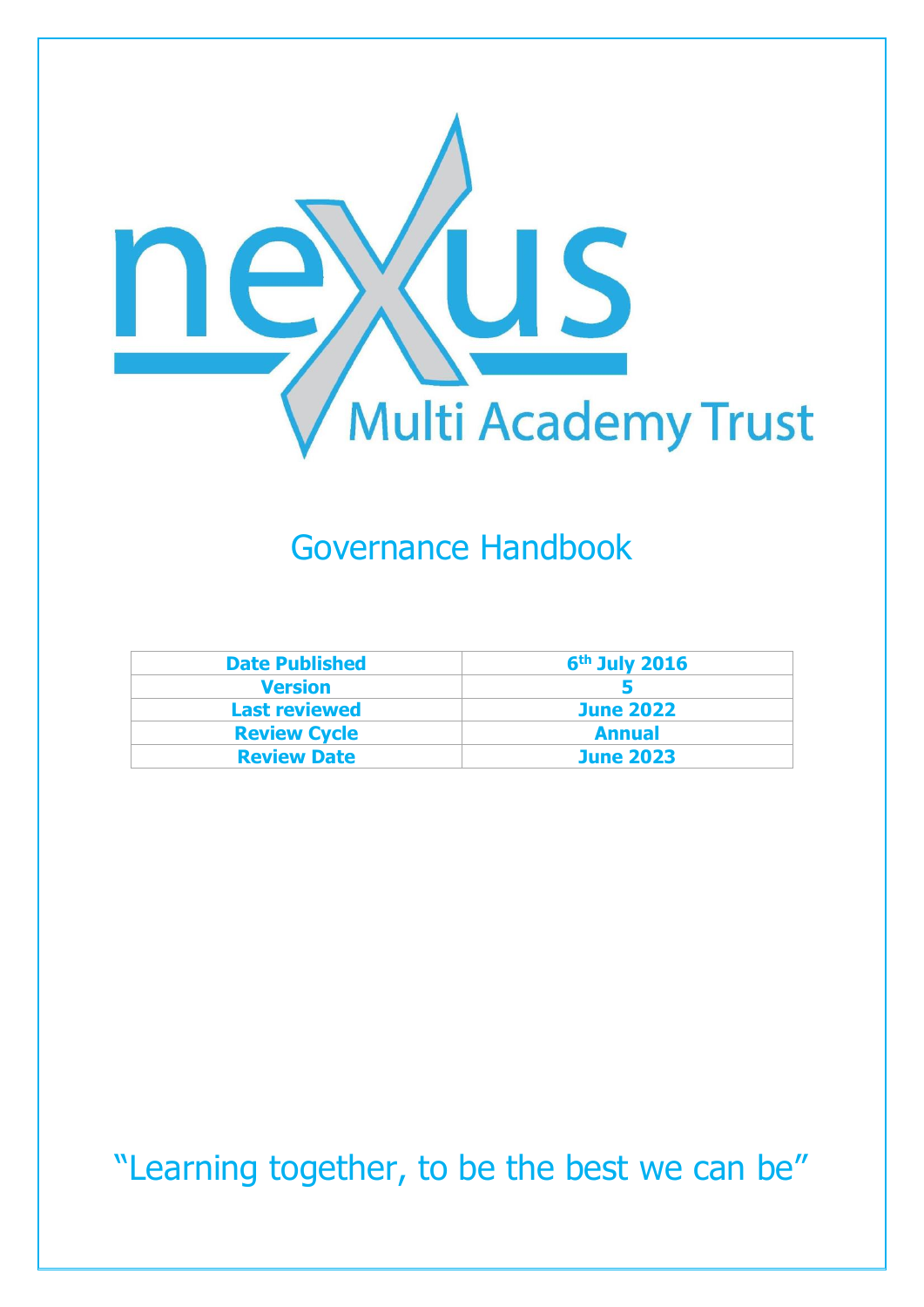nexus Multi Academy Trust

# Governance Handbook

| Date Published | 6th July 2016 |
|---|---|
| Version | 5 |
| Last reviewed | June 2022 |
| Review Cycle | Annual |
| Review Date | June 2023 |

"Learning together, to be the best we can be"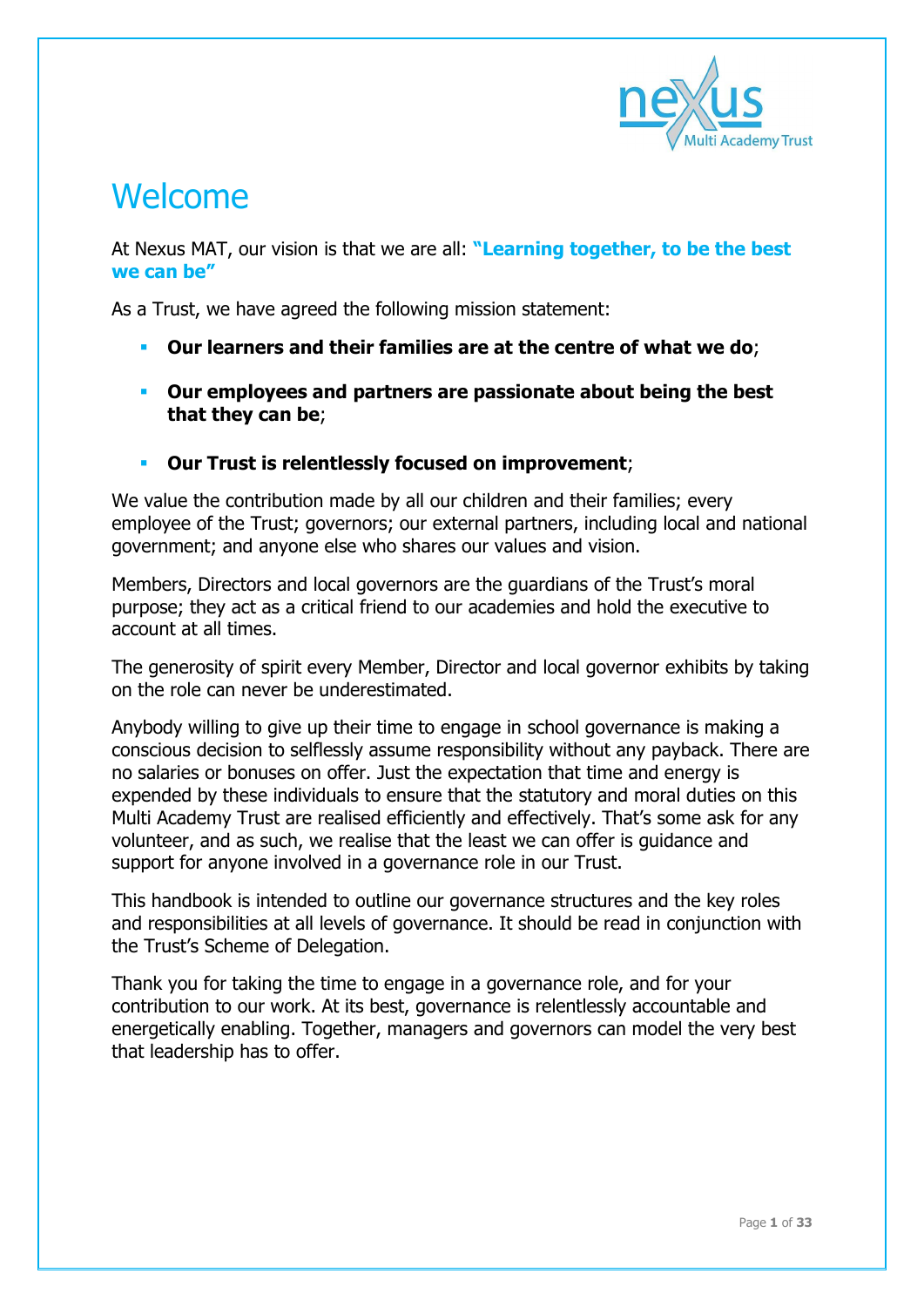# Welcome

At Nexus MAT, our vision is that we are all: **"Learning together, to be the best we can be"**

As a Trust, we have agreed the following mission statement:

- **Our learners and their families are at the centre of what we do**;
- **Our employees and partners are passionate about being the best that they can be**;
- **Our Trust is relentlessly focused on improvement**;

We value the contribution made by all our children and their families; every employee of the Trust; governors; our external partners, including local and national government; and anyone else who shares our values and vision.

Members, Directors and local governors are the guardians of the Trust's moral purpose; they act as a critical friend to our academies and hold the executive to account at all times.

The generosity of spirit every Member, Director and local governor exhibits by taking on the role can never be underestimated.

Anybody willing to give up their time to engage in school governance is making a conscious decision to selflessly assume responsibility without any payback. There are no salaries or bonuses on offer. Just the expectation that time and energy is expended by these individuals to ensure that the statutory and moral duties on this Multi Academy Trust are realised efficiently and effectively. That's some ask for any volunteer, and as such, we realise that the least we can offer is guidance and support for anyone involved in a governance role in our Trust.

This handbook is intended to outline our governance structures and the key roles and responsibilities at all levels of governance. It should be read in conjunction with the Trust's Scheme of Delegation.

Thank you for taking the time to engage in a governance role, and for your contribution to our work. At its best, governance is relentlessly accountable and energetically enabling. Together, managers and governors can model the very best that leadership has to offer.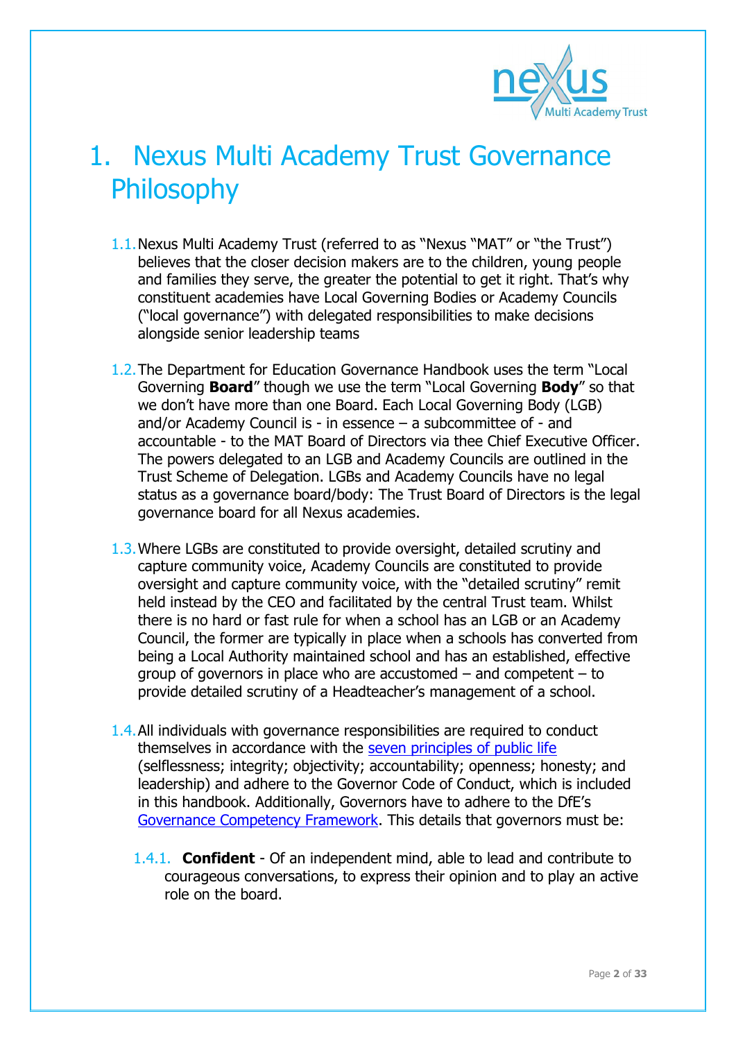# 1. Nexus Multi Academy Trust Governance Philosophy

1.1. Nexus Multi Academy Trust (referred to as "Nexus "MAT" or "the Trust") believes that the closer decision makers are to the children, young people and families they serve, the greater the potential to get it right. That's why constituent academies have Local Governing Bodies or Academy Councils ("local governance") with delegated responsibilities to make decisions alongside senior leadership teams

1.2. The Department for Education Governance Handbook uses the term "Local Governing **Board**" though we use the term "Local Governing **Body**" so that we don't have more than one Board. Each Local Governing Body (LGB) and/or Academy Council is - in essence – a subcommittee of - and accountable - to the MAT Board of Directors via thee Chief Executive Officer. The powers delegated to an LGB and Academy Councils are outlined in the Trust Scheme of Delegation. LGBs and Academy Councils have no legal status as a governance board/body: The Trust Board of Directors is the legal governance board for all Nexus academies.

1.3. Where LGBs are constituted to provide oversight, detailed scrutiny and capture community voice, Academy Councils are constituted to provide oversight and capture community voice, with the "detailed scrutiny" remit held instead by the CEO and facilitated by the central Trust team. Whilst there is no hard or fast rule for when a school has an LGB or an Academy Council, the former are typically in place when a schools has converted from being a Local Authority maintained school and has an established, effective group of governors in place who are accustomed – and competent – to provide detailed scrutiny of a Headteacher's management of a school.

1.4. All individuals with governance responsibilities are required to conduct themselves in accordance with the seven principles of public life (selflessness; integrity; objectivity; accountability; openness; honesty; and leadership) and adhere to the Governor Code of Conduct, which is included in this handbook. Additionally, Governors have to adhere to the DfE's Governance Competency Framework. This details that governors must be:

1.4.1. **Confident** - Of an independent mind, able to lead and contribute to courageous conversations, to express their opinion and to play an active role on the board.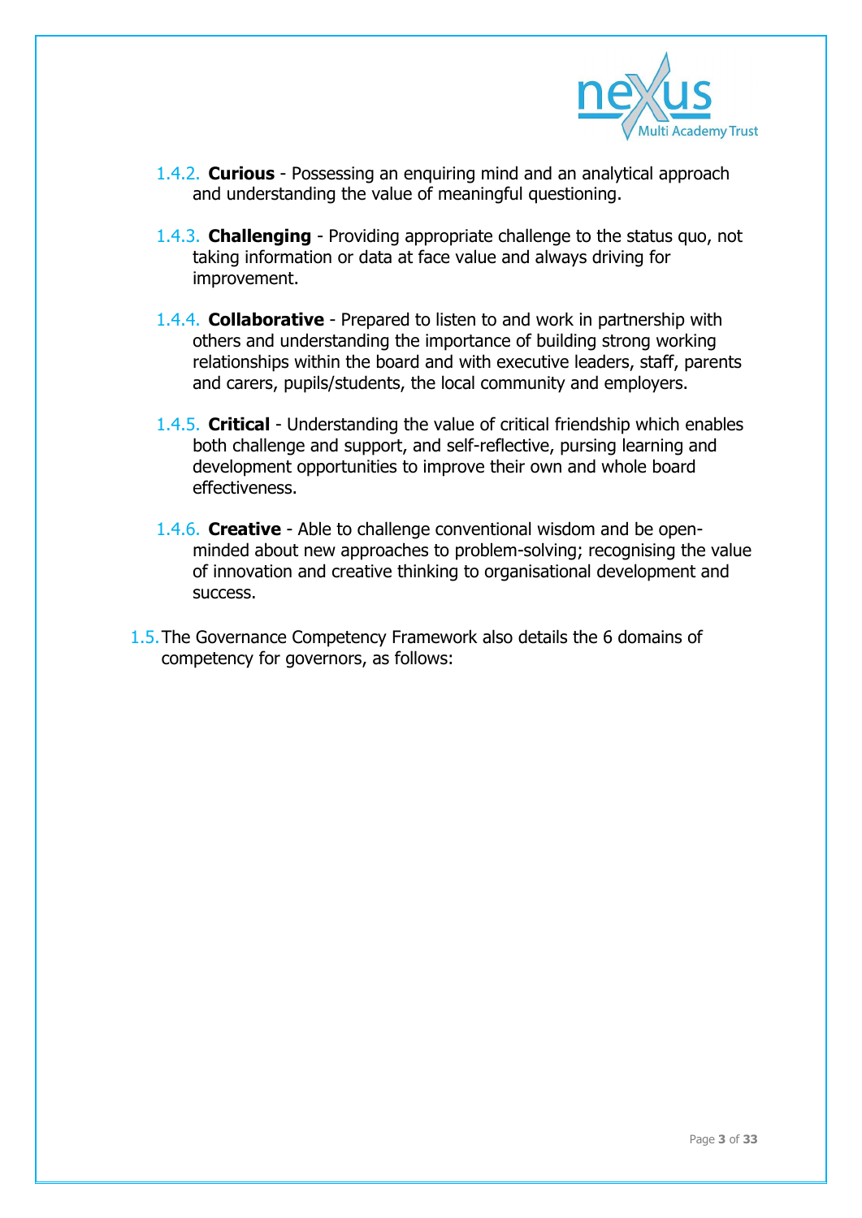1.4.2. **Curious** - Possessing an enquiring mind and an analytical approach and understanding the value of meaningful questioning.

1.4.3. **Challenging** - Providing appropriate challenge to the status quo, not taking information or data at face value and always driving for improvement.

1.4.4. **Collaborative** - Prepared to listen to and work in partnership with others and understanding the importance of building strong working relationships within the board and with executive leaders, staff, parents and carers, pupils/students, the local community and employers.

1.4.5. **Critical** - Understanding the value of critical friendship which enables both challenge and support, and self-reflective, pursing learning and development opportunities to improve their own and whole board effectiveness.

1.4.6. **Creative** - Able to challenge conventional wisdom and be open-minded about new approaches to problem-solving; recognising the value of innovation and creative thinking to organisational development and success.

1.5. The Governance Competency Framework also details the 6 domains of competency for governors, as follows: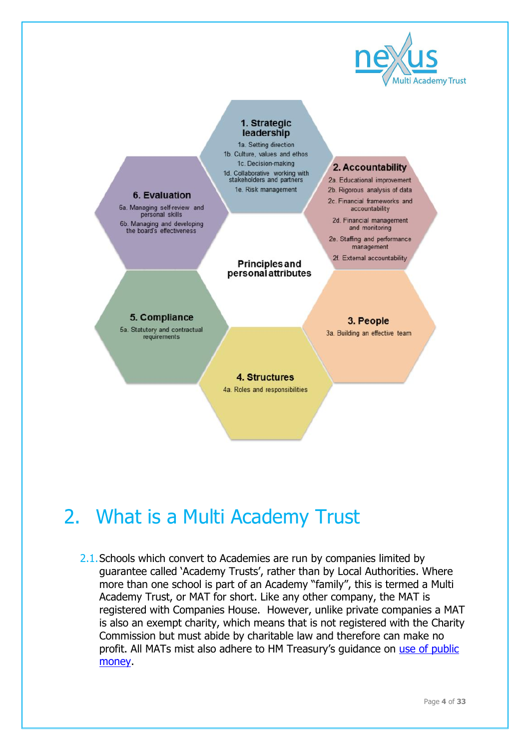**1. Strategic leadership**

1a. Setting direction

1b. Culture, values and ethos

1c. Decision-making

1d. Collaborative working with stakeholders and partners

1e. Risk management

**2. Accountability**

2a. Educational improvement

2b. Rigorous analysis of data

2c. Financial frameworks and accountability

2d. Financial management and monitoring

2e. Staffing and performance management

2f. External accountability

**3. People**

3a. Building an effective team

**4. Structures**

4a. Roles and responsibilities

**5. Compliance**

5a. Statutory and contractual requirements

**6. Evaluation**

6a. Managing self-review and personal skills

6b. Managing and developing the board's effectiveness

**Principles and personal attributes**

# 2. What is a Multi Academy Trust

2.1. Schools which convert to Academies are run by companies limited by guarantee called 'Academy Trusts', rather than by Local Authorities. Where more than one school is part of an Academy "family", this is termed a Multi Academy Trust, or MAT for short. Like any other company, the MAT is registered with Companies House. However, unlike private companies a MAT is also an exempt charity, which means that is not registered with the Charity Commission but must abide by charitable law and therefore can make no profit. All MATs mist also adhere to HM Treasury's guidance on use of public money.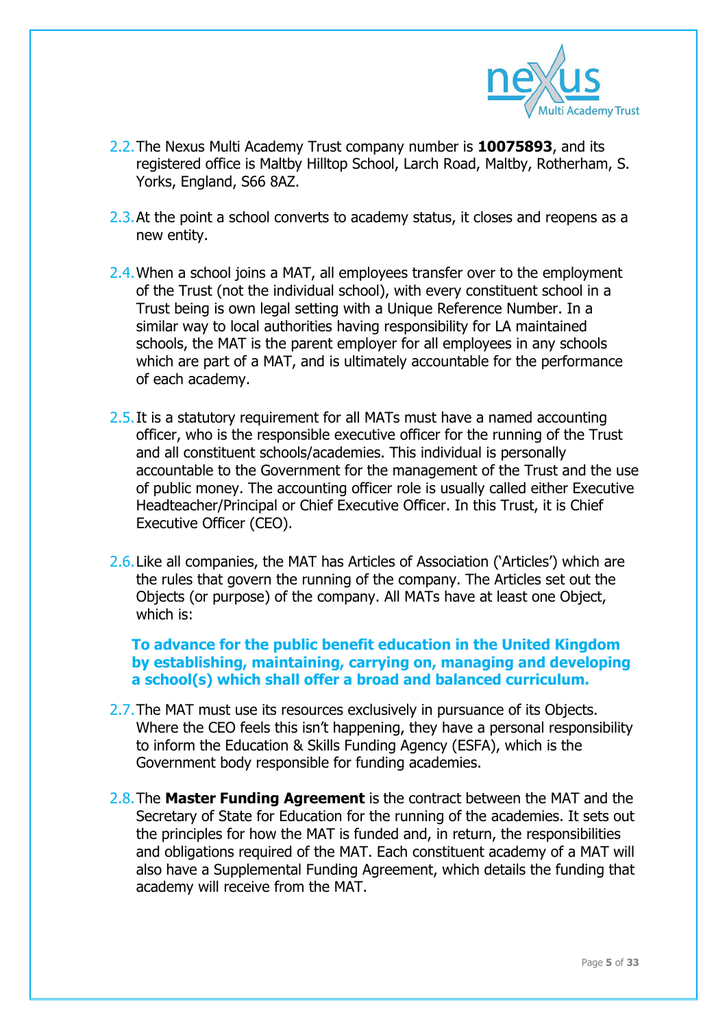2.2. The Nexus Multi Academy Trust company number is **10075893**, and its registered office is Maltby Hilltop School, Larch Road, Maltby, Rotherham, S. Yorks, England, S66 8AZ.

2.3. At the point a school converts to academy status, it closes and reopens as a new entity.

2.4. When a school joins a MAT, all employees transfer over to the employment of the Trust (not the individual school), with every constituent school in a Trust being is own legal setting with a Unique Reference Number. In a similar way to local authorities having responsibility for LA maintained schools, the MAT is the parent employer for all employees in any schools which are part of a MAT, and is ultimately accountable for the performance of each academy.

2.5. It is a statutory requirement for all MATs must have a named accounting officer, who is the responsible executive officer for the running of the Trust and all constituent schools/academies. This individual is personally accountable to the Government for the management of the Trust and the use of public money. The accounting officer role is usually called either Executive Headteacher/Principal or Chief Executive Officer. In this Trust, it is Chief Executive Officer (CEO).

2.6. Like all companies, the MAT has Articles of Association ('Articles') which are the rules that govern the running of the company. The Articles set out the Objects (or purpose) of the company. All MATs have at least one Object, which is:

**To advance for the public benefit education in the United Kingdom by establishing, maintaining, carrying on, managing and developing a school(s) which shall offer a broad and balanced curriculum.**

2.7. The MAT must use its resources exclusively in pursuance of its Objects. Where the CEO feels this isn't happening, they have a personal responsibility to inform the Education & Skills Funding Agency (ESFA), which is the Government body responsible for funding academies.

2.8. The **Master Funding Agreement** is the contract between the MAT and the Secretary of State for Education for the running of the academies. It sets out the principles for how the MAT is funded and, in return, the responsibilities and obligations required of the MAT. Each constituent academy of a MAT will also have a Supplemental Funding Agreement, which details the funding that academy will receive from the MAT.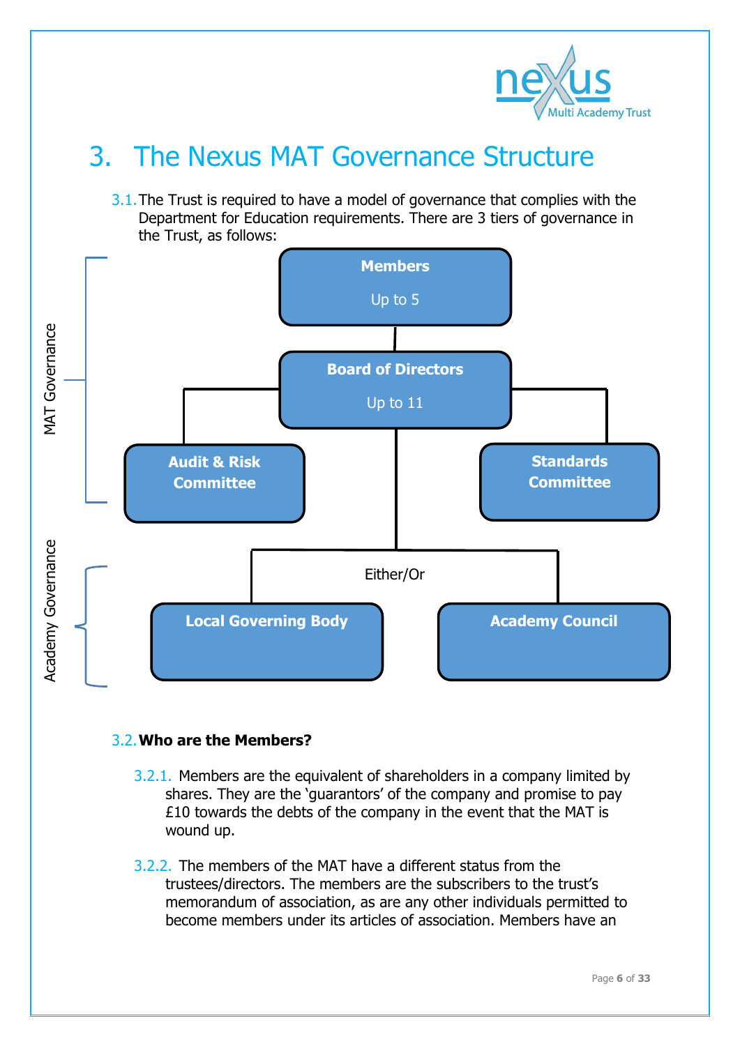# 3. The Nexus MAT Governance Structure

3.1. The Trust is required to have a model of governance that complies with the Department for Education requirements. There are 3 tiers of governance in the Trust, as follows:

**MAT Governance**

- **Members** – Up to 5
- **Board of Directors** – Up to 11
  - **Audit & Risk Committee**
  - **Standards Committee**

**Academy Governance**

Either/Or:

- **Local Governing Body**
- **Academy Council**

3.2. **Who are the Members?**

3.2.1. Members are the equivalent of shareholders in a company limited by shares. They are the 'guarantors' of the company and promise to pay £10 towards the debts of the company in the event that the MAT is wound up.

3.2.2. The members of the MAT have a different status from the trustees/directors. The members are the subscribers to the trust's memorandum of association, as are any other individuals permitted to become members under its articles of association. Members have an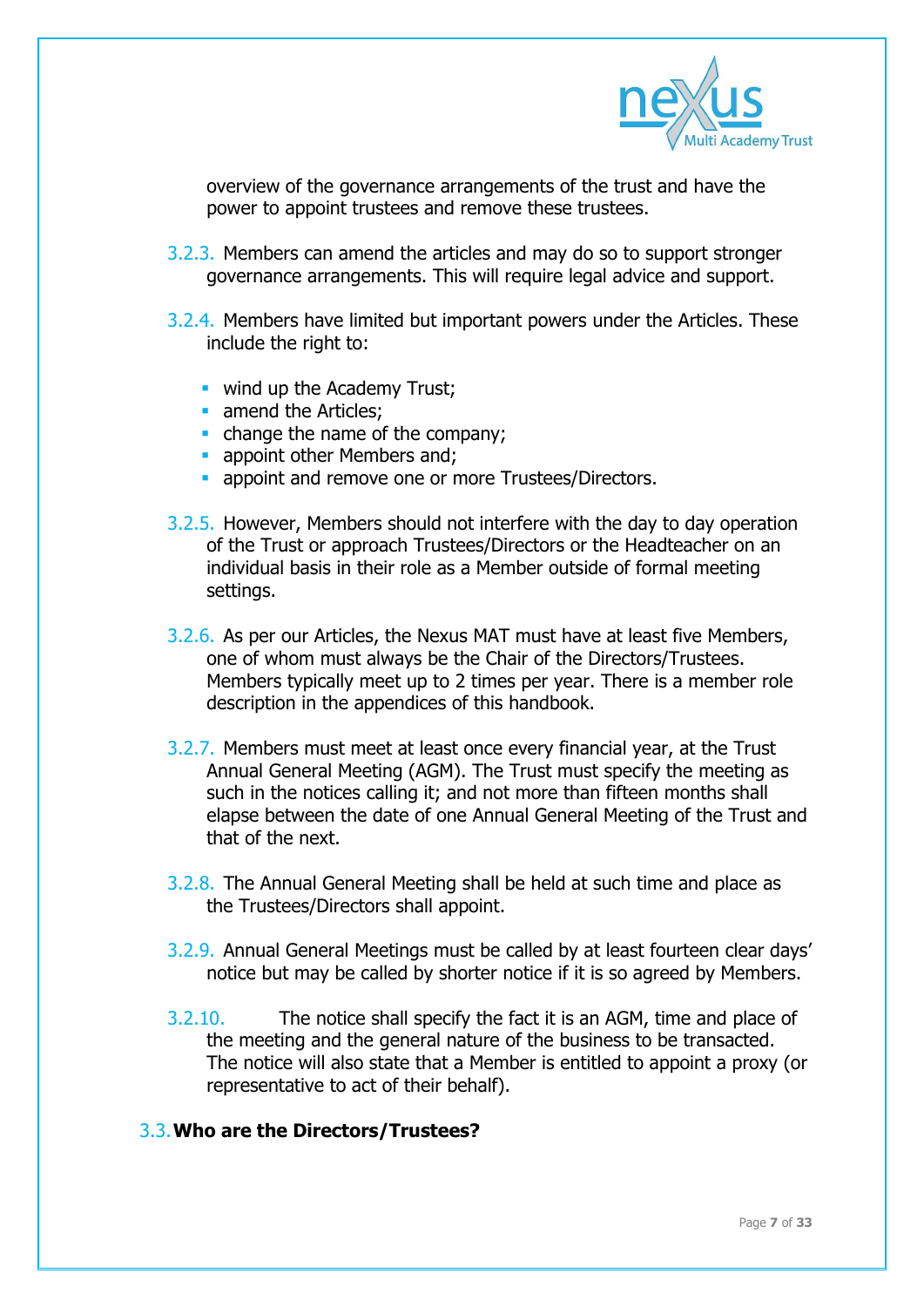overview of the governance arrangements of the trust and have the power to appoint trustees and remove these trustees.

3.2.3. Members can amend the articles and may do so to support stronger governance arrangements. This will require legal advice and support.

3.2.4. Members have limited but important powers under the Articles. These include the right to:

- wind up the Academy Trust;
- amend the Articles;
- change the name of the company;
- appoint other Members and;
- appoint and remove one or more Trustees/Directors.

3.2.5. However, Members should not interfere with the day to day operation of the Trust or approach Trustees/Directors or the Headteacher on an individual basis in their role as a Member outside of formal meeting settings.

3.2.6. As per our Articles, the Nexus MAT must have at least five Members, one of whom must always be the Chair of the Directors/Trustees. Members typically meet up to 2 times per year. There is a member role description in the appendices of this handbook.

3.2.7. Members must meet at least once every financial year, at the Trust Annual General Meeting (AGM). The Trust must specify the meeting as such in the notices calling it; and not more than fifteen months shall elapse between the date of one Annual General Meeting of the Trust and that of the next.

3.2.8. The Annual General Meeting shall be held at such time and place as the Trustees/Directors shall appoint.

3.2.9. Annual General Meetings must be called by at least fourteen clear days' notice but may be called by shorter notice if it is so agreed by Members.

3.2.10. The notice shall specify the fact it is an AGM, time and place of the meeting and the general nature of the business to be transacted. The notice will also state that a Member is entitled to appoint a proxy (or representative to act of their behalf).

### 3.3. Who are the Directors/Trustees?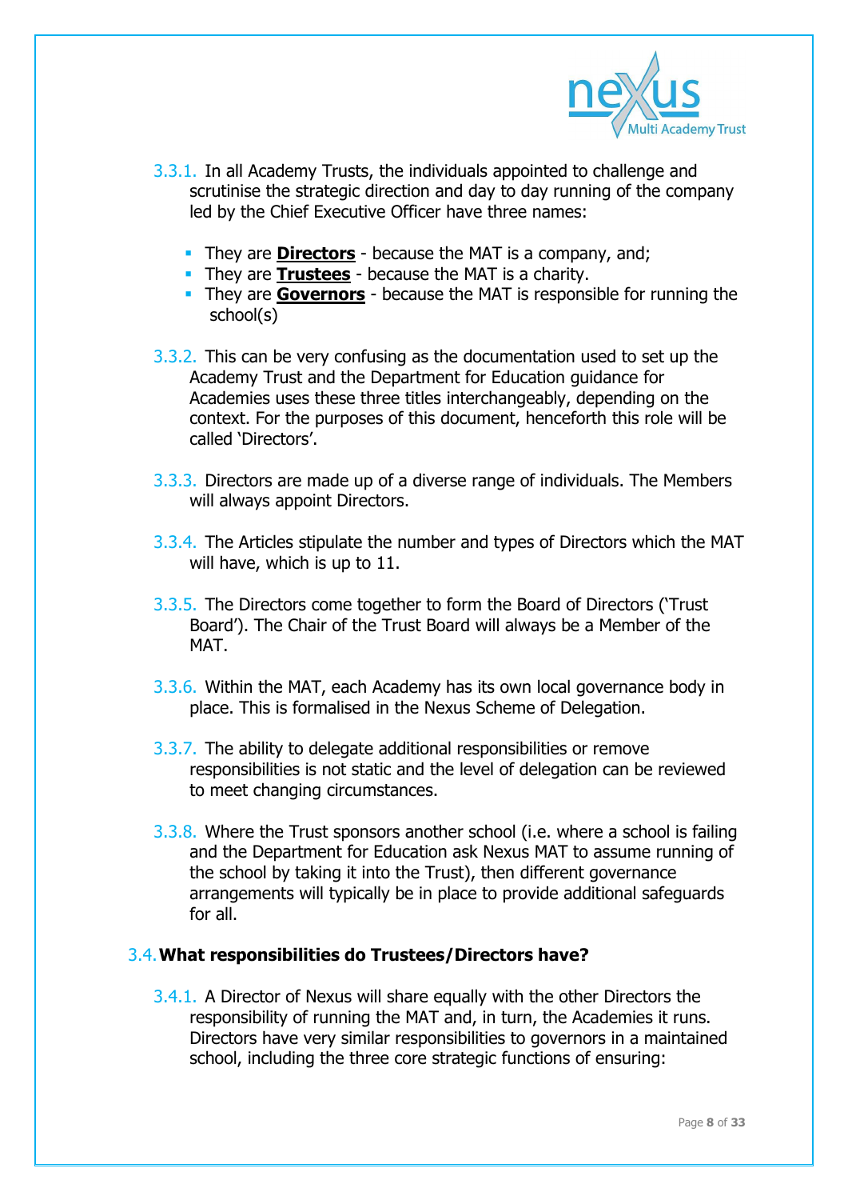3.3.1. In all Academy Trusts, the individuals appointed to challenge and scrutinise the strategic direction and day to day running of the company led by the Chief Executive Officer have three names:

- They are **Directors** - because the MAT is a company, and;
- They are **Trustees** - because the MAT is a charity.
- They are **Governors** - because the MAT is responsible for running the school(s)

3.3.2. This can be very confusing as the documentation used to set up the Academy Trust and the Department for Education guidance for Academies uses these three titles interchangeably, depending on the context. For the purposes of this document, henceforth this role will be called 'Directors'.

3.3.3. Directors are made up of a diverse range of individuals. The Members will always appoint Directors.

3.3.4. The Articles stipulate the number and types of Directors which the MAT will have, which is up to 11.

3.3.5. The Directors come together to form the Board of Directors ('Trust Board'). The Chair of the Trust Board will always be a Member of the MAT.

3.3.6. Within the MAT, each Academy has its own local governance body in place. This is formalised in the Nexus Scheme of Delegation.

3.3.7. The ability to delegate additional responsibilities or remove responsibilities is not static and the level of delegation can be reviewed to meet changing circumstances.

3.3.8. Where the Trust sponsors another school (i.e. where a school is failing and the Department for Education ask Nexus MAT to assume running of the school by taking it into the Trust), then different governance arrangements will typically be in place to provide additional safeguards for all.

### 3.4. What responsibilities do Trustees/Directors have?

3.4.1. A Director of Nexus will share equally with the other Directors the responsibility of running the MAT and, in turn, the Academies it runs. Directors have very similar responsibilities to governors in a maintained school, including the three core strategic functions of ensuring: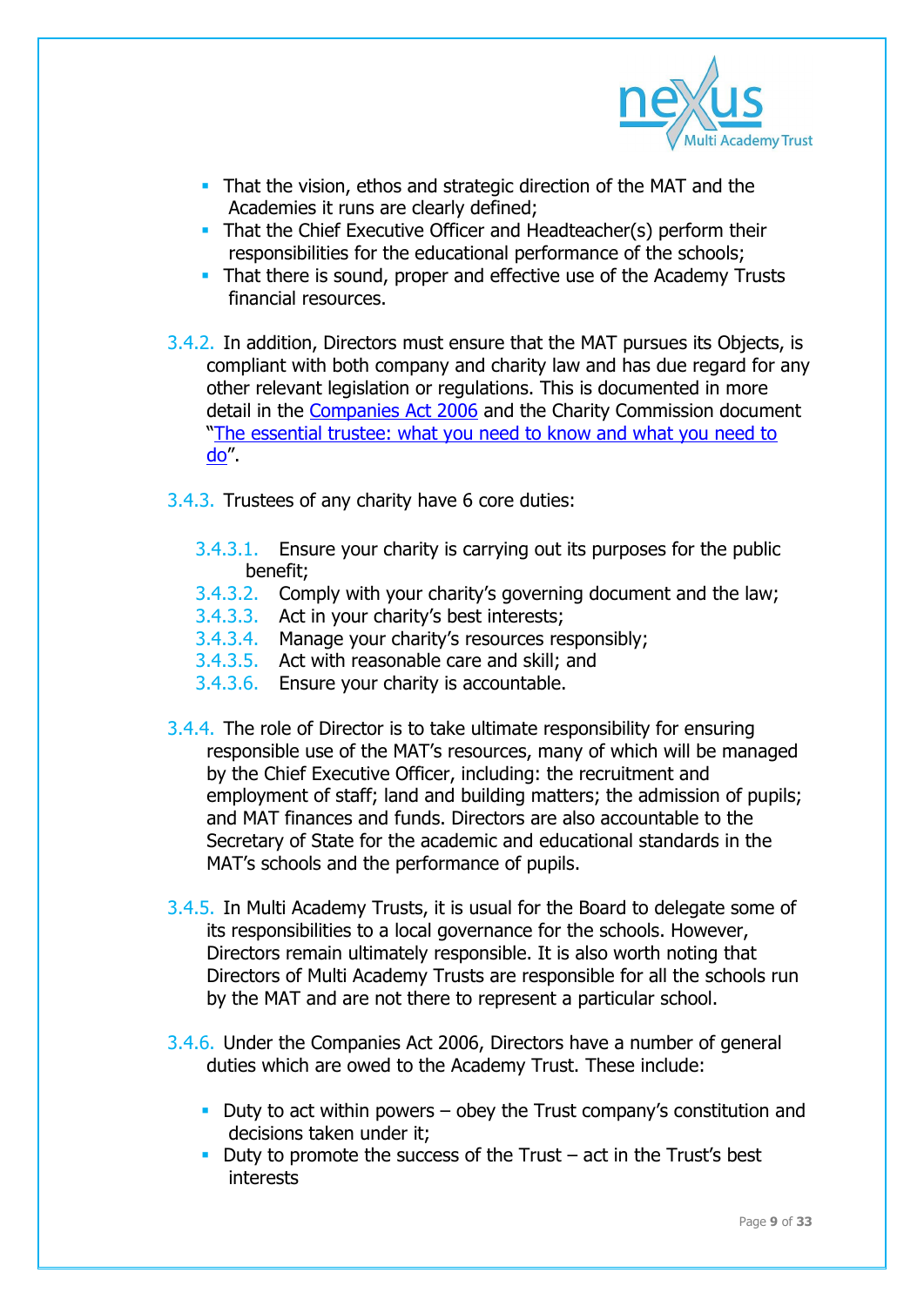- That the vision, ethos and strategic direction of the MAT and the Academies it runs are clearly defined;
- That the Chief Executive Officer and Headteacher(s) perform their responsibilities for the educational performance of the schools;
- That there is sound, proper and effective use of the Academy Trusts financial resources.

3.4.2. In addition, Directors must ensure that the MAT pursues its Objects, is compliant with both company and charity law and has due regard for any other relevant legislation or regulations. This is documented in more detail in the [Companies Act 2006](#) and the Charity Commission document "[The essential trustee: what you need to know and what you need to do](#)".

3.4.3. Trustees of any charity have 6 core duties:

3.4.3.1. Ensure your charity is carrying out its purposes for the public benefit;
3.4.3.2. Comply with your charity's governing document and the law;
3.4.3.3. Act in your charity's best interests;
3.4.3.4. Manage your charity's resources responsibly;
3.4.3.5. Act with reasonable care and skill; and
3.4.3.6. Ensure your charity is accountable.

3.4.4. The role of Director is to take ultimate responsibility for ensuring responsible use of the MAT's resources, many of which will be managed by the Chief Executive Officer, including: the recruitment and employment of staff; land and building matters; the admission of pupils; and MAT finances and funds. Directors are also accountable to the Secretary of State for the academic and educational standards in the MAT's schools and the performance of pupils.

3.4.5. In Multi Academy Trusts, it is usual for the Board to delegate some of its responsibilities to a local governance for the schools. However, Directors remain ultimately responsible. It is also worth noting that Directors of Multi Academy Trusts are responsible for all the schools run by the MAT and are not there to represent a particular school.

3.4.6. Under the Companies Act 2006, Directors have a number of general duties which are owed to the Academy Trust. These include:

- Duty to act within powers – obey the Trust company's constitution and decisions taken under it;
- Duty to promote the success of the Trust – act in the Trust's best interests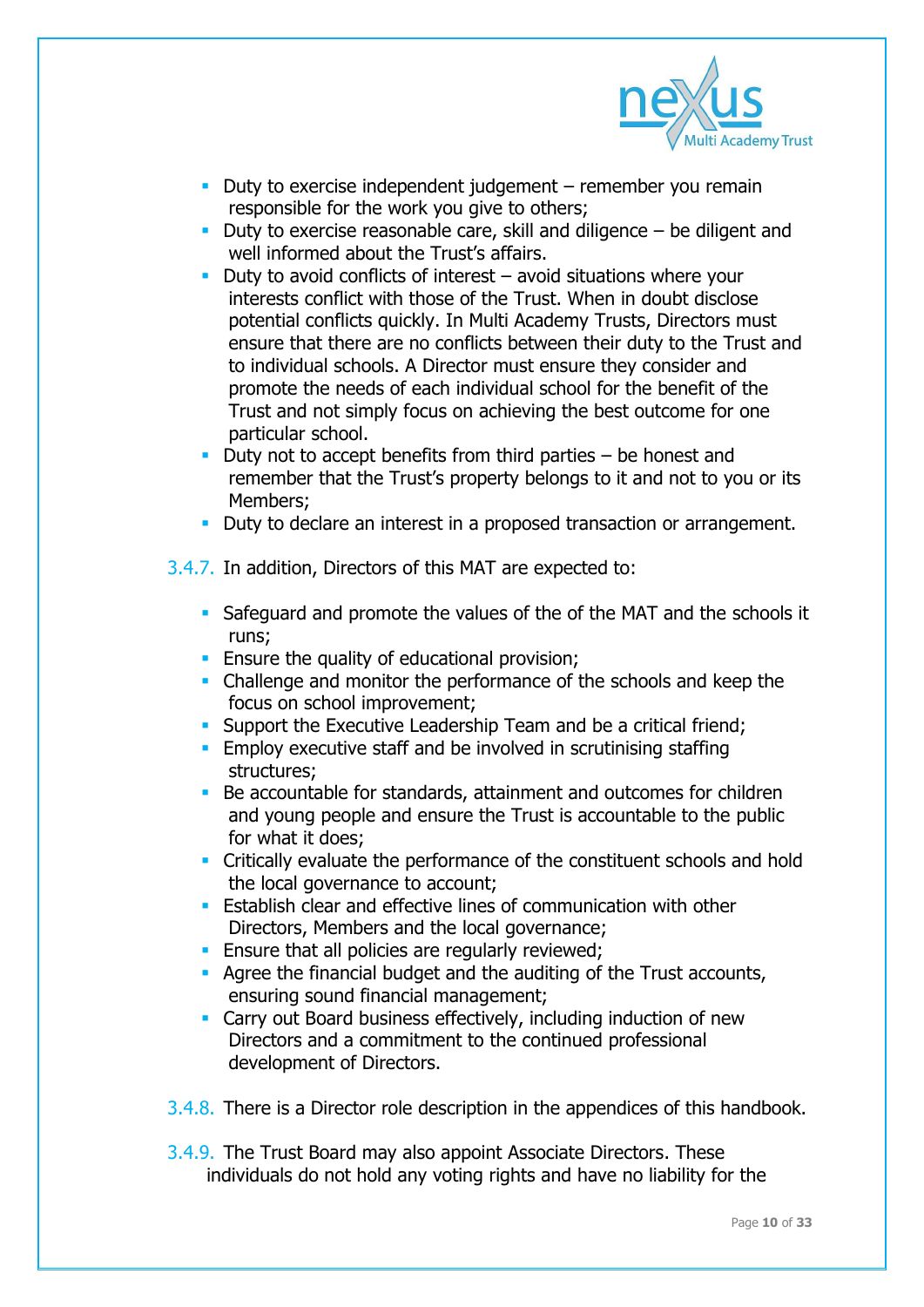- Duty to exercise independent judgement – remember you remain responsible for the work you give to others;
- Duty to exercise reasonable care, skill and diligence – be diligent and well informed about the Trust's affairs.
- Duty to avoid conflicts of interest – avoid situations where your interests conflict with those of the Trust. When in doubt disclose potential conflicts quickly. In Multi Academy Trusts, Directors must ensure that there are no conflicts between their duty to the Trust and to individual schools. A Director must ensure they consider and promote the needs of each individual school for the benefit of the Trust and not simply focus on achieving the best outcome for one particular school.
- Duty not to accept benefits from third parties – be honest and remember that the Trust's property belongs to it and not to you or its Members;
- Duty to declare an interest in a proposed transaction or arrangement.

3.4.7. In addition, Directors of this MAT are expected to:

- Safeguard and promote the values of the of the MAT and the schools it runs;
- Ensure the quality of educational provision;
- Challenge and monitor the performance of the schools and keep the focus on school improvement;
- Support the Executive Leadership Team and be a critical friend;
- Employ executive staff and be involved in scrutinising staffing structures;
- Be accountable for standards, attainment and outcomes for children and young people and ensure the Trust is accountable to the public for what it does;
- Critically evaluate the performance of the constituent schools and hold the local governance to account;
- Establish clear and effective lines of communication with other Directors, Members and the local governance;
- Ensure that all policies are regularly reviewed;
- Agree the financial budget and the auditing of the Trust accounts, ensuring sound financial management;
- Carry out Board business effectively, including induction of new Directors and a commitment to the continued professional development of Directors.

3.4.8. There is a Director role description in the appendices of this handbook.

3.4.9. The Trust Board may also appoint Associate Directors. These individuals do not hold any voting rights and have no liability for the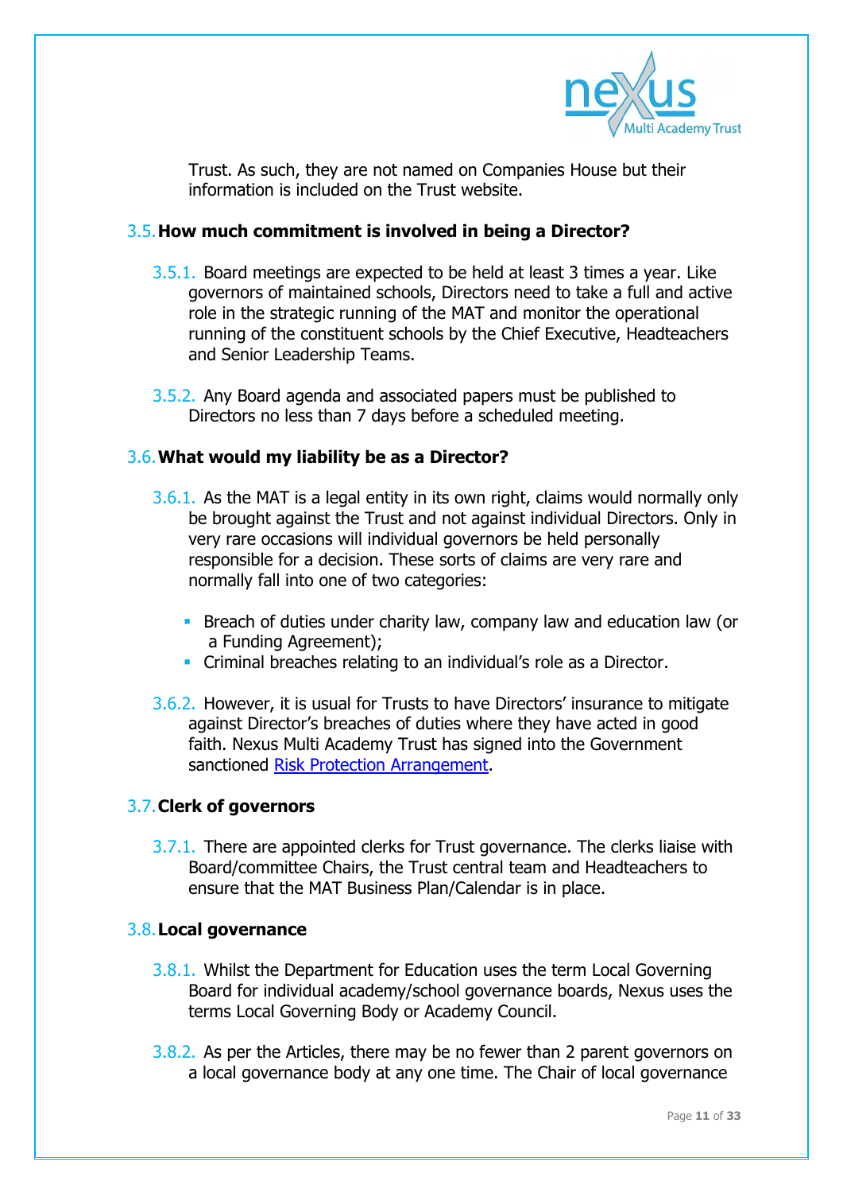Trust. As such, they are not named on Companies House but their information is included on the Trust website.

## 3.5. How much commitment is involved in being a Director?

3.5.1. Board meetings are expected to be held at least 3 times a year. Like governors of maintained schools, Directors need to take a full and active role in the strategic running of the MAT and monitor the operational running of the constituent schools by the Chief Executive, Headteachers and Senior Leadership Teams.

3.5.2. Any Board agenda and associated papers must be published to Directors no less than 7 days before a scheduled meeting.

## 3.6. What would my liability be as a Director?

3.6.1. As the MAT is a legal entity in its own right, claims would normally only be brought against the Trust and not against individual Directors. Only in very rare occasions will individual governors be held personally responsible for a decision. These sorts of claims are very rare and normally fall into one of two categories:

- Breach of duties under charity law, company law and education law (or a Funding Agreement);
- Criminal breaches relating to an individual's role as a Director.

3.6.2. However, it is usual for Trusts to have Directors' insurance to mitigate against Director's breaches of duties where they have acted in good faith. Nexus Multi Academy Trust has signed into the Government sanctioned [Risk Protection Arrangement].

## 3.7. Clerk of governors

3.7.1. There are appointed clerks for Trust governance. The clerks liaise with Board/committee Chairs, the Trust central team and Headteachers to ensure that the MAT Business Plan/Calendar is in place.

## 3.8. Local governance

3.8.1. Whilst the Department for Education uses the term Local Governing Board for individual academy/school governance boards, Nexus uses the terms Local Governing Body or Academy Council.

3.8.2. As per the Articles, there may be no fewer than 2 parent governors on a local governance body at any one time. The Chair of local governance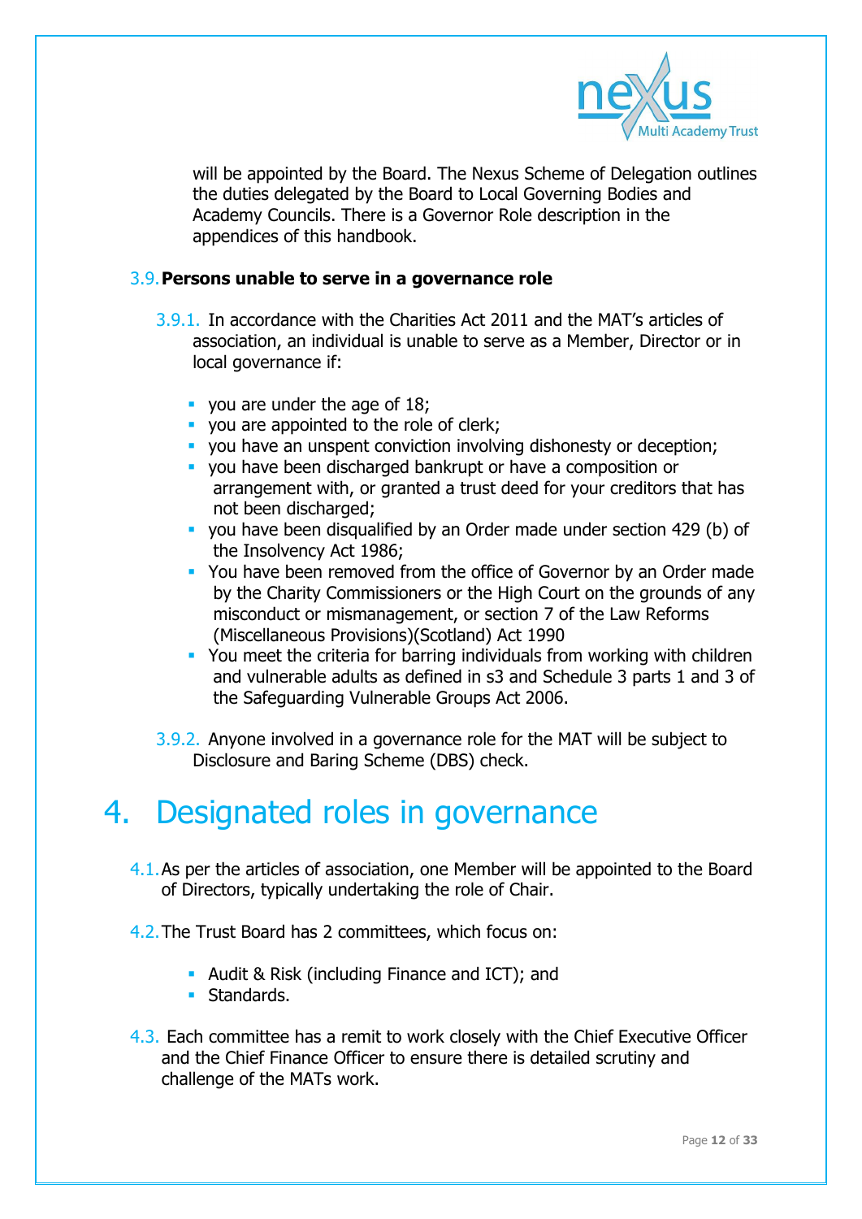will be appointed by the Board. The Nexus Scheme of Delegation outlines the duties delegated by the Board to Local Governing Bodies and Academy Councils. There is a Governor Role description in the appendices of this handbook.

### 3.9. Persons unable to serve in a governance role

3.9.1. In accordance with the Charities Act 2011 and the MAT's articles of association, an individual is unable to serve as a Member, Director or in local governance if:

- you are under the age of 18;
- you are appointed to the role of clerk;
- you have an unspent conviction involving dishonesty or deception;
- you have been discharged bankrupt or have a composition or arrangement with, or granted a trust deed for your creditors that has not been discharged;
- you have been disqualified by an Order made under section 429 (b) of the Insolvency Act 1986;
- You have been removed from the office of Governor by an Order made by the Charity Commissioners or the High Court on the grounds of any misconduct or mismanagement, or section 7 of the Law Reforms (Miscellaneous Provisions)(Scotland) Act 1990
- You meet the criteria for barring individuals from working with children and vulnerable adults as defined in s3 and Schedule 3 parts 1 and 3 of the Safeguarding Vulnerable Groups Act 2006.

3.9.2. Anyone involved in a governance role for the MAT will be subject to Disclosure and Baring Scheme (DBS) check.

# 4. Designated roles in governance

4.1. As per the articles of association, one Member will be appointed to the Board of Directors, typically undertaking the role of Chair.

4.2. The Trust Board has 2 committees, which focus on:

- Audit & Risk (including Finance and ICT); and
- Standards.

4.3. Each committee has a remit to work closely with the Chief Executive Officer and the Chief Finance Officer to ensure there is detailed scrutiny and challenge of the MATs work.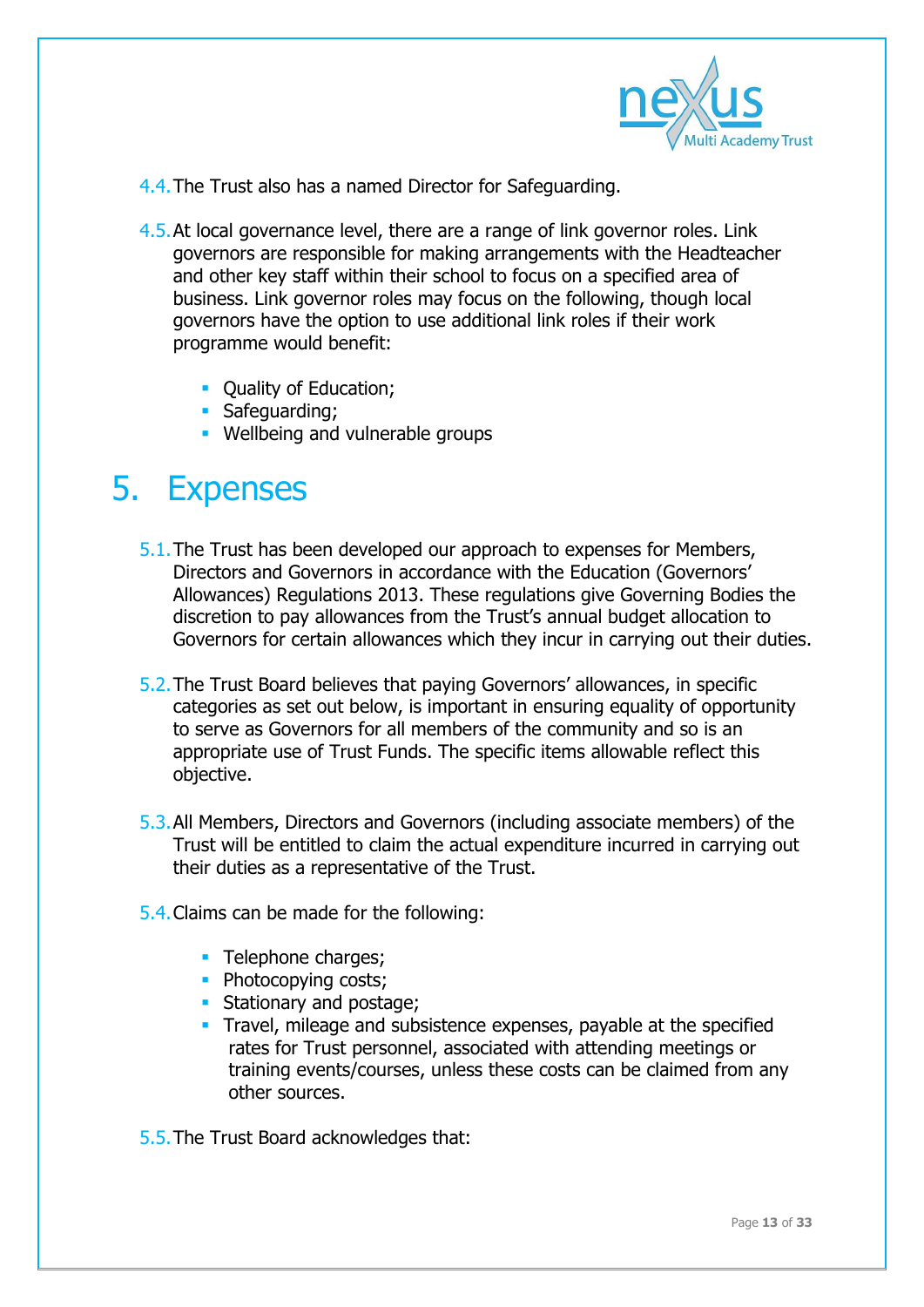4.4. The Trust also has a named Director for Safeguarding.

4.5. At local governance level, there are a range of link governor roles. Link governors are responsible for making arrangements with the Headteacher and other key staff within their school to focus on a specified area of business. Link governor roles may focus on the following, though local governors have the option to use additional link roles if their work programme would benefit:

- Quality of Education;
- Safeguarding;
- Wellbeing and vulnerable groups

# 5. Expenses

5.1. The Trust has been developed our approach to expenses for Members, Directors and Governors in accordance with the Education (Governors' Allowances) Regulations 2013. These regulations give Governing Bodies the discretion to pay allowances from the Trust's annual budget allocation to Governors for certain allowances which they incur in carrying out their duties.

5.2. The Trust Board believes that paying Governors' allowances, in specific categories as set out below, is important in ensuring equality of opportunity to serve as Governors for all members of the community and so is an appropriate use of Trust Funds. The specific items allowable reflect this objective.

5.3. All Members, Directors and Governors (including associate members) of the Trust will be entitled to claim the actual expenditure incurred in carrying out their duties as a representative of the Trust.

5.4. Claims can be made for the following:

- Telephone charges;
- Photocopying costs;
- Stationary and postage;
- Travel, mileage and subsistence expenses, payable at the specified rates for Trust personnel, associated with attending meetings or training events/courses, unless these costs can be claimed from any other sources.

5.5. The Trust Board acknowledges that: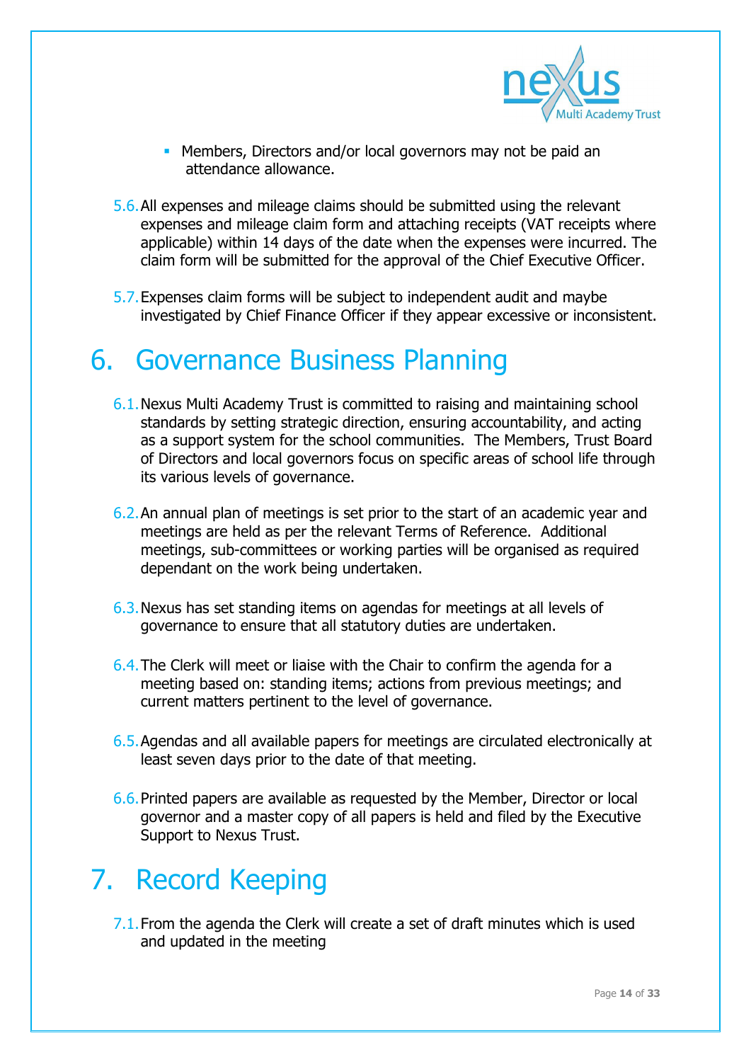- Members, Directors and/or local governors may not be paid an attendance allowance.

5.6. All expenses and mileage claims should be submitted using the relevant expenses and mileage claim form and attaching receipts (VAT receipts where applicable) within 14 days of the date when the expenses were incurred. The claim form will be submitted for the approval of the Chief Executive Officer.

5.7. Expenses claim forms will be subject to independent audit and maybe investigated by Chief Finance Officer if they appear excessive or inconsistent.

# 6. Governance Business Planning

6.1. Nexus Multi Academy Trust is committed to raising and maintaining school standards by setting strategic direction, ensuring accountability, and acting as a support system for the school communities. The Members, Trust Board of Directors and local governors focus on specific areas of school life through its various levels of governance.

6.2. An annual plan of meetings is set prior to the start of an academic year and meetings are held as per the relevant Terms of Reference. Additional meetings, sub-committees or working parties will be organised as required dependant on the work being undertaken.

6.3. Nexus has set standing items on agendas for meetings at all levels of governance to ensure that all statutory duties are undertaken.

6.4. The Clerk will meet or liaise with the Chair to confirm the agenda for a meeting based on: standing items; actions from previous meetings; and current matters pertinent to the level of governance.

6.5. Agendas and all available papers for meetings are circulated electronically at least seven days prior to the date of that meeting.

6.6. Printed papers are available as requested by the Member, Director or local governor and a master copy of all papers is held and filed by the Executive Support to Nexus Trust.

# 7. Record Keeping

7.1. From the agenda the Clerk will create a set of draft minutes which is used and updated in the meeting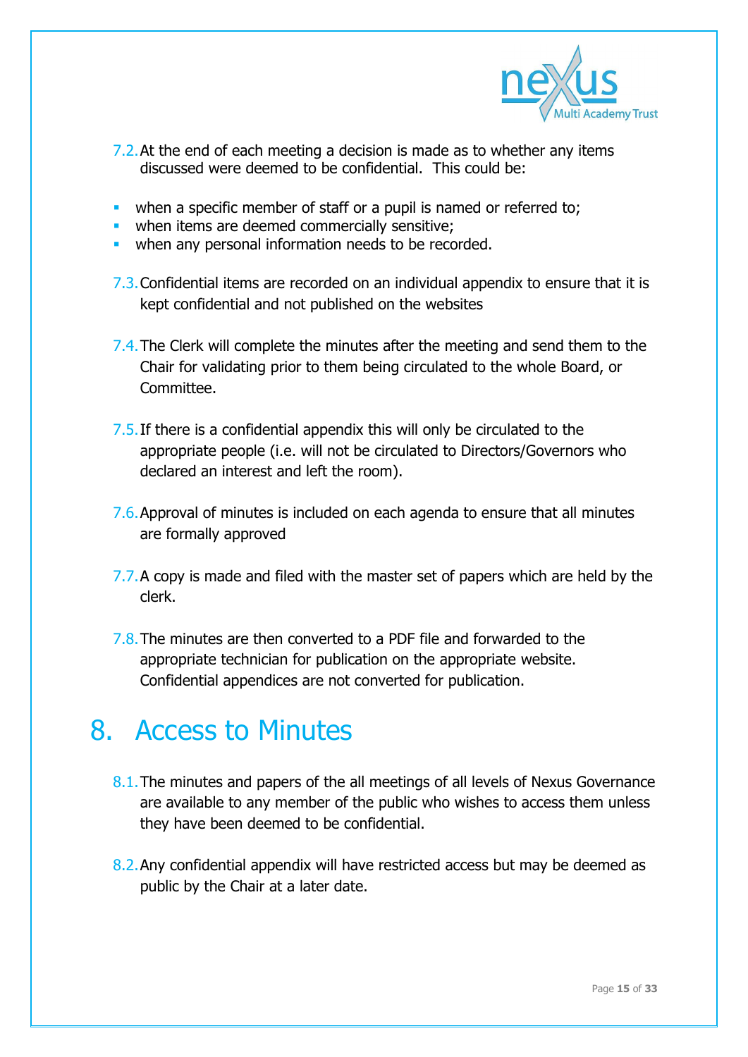7.2. At the end of each meeting a decision is made as to whether any items discussed were deemed to be confidential. This could be:

- when a specific member of staff or a pupil is named or referred to;
- when items are deemed commercially sensitive;
- when any personal information needs to be recorded.

7.3. Confidential items are recorded on an individual appendix to ensure that it is kept confidential and not published on the websites

7.4. The Clerk will complete the minutes after the meeting and send them to the Chair for validating prior to them being circulated to the whole Board, or Committee.

7.5. If there is a confidential appendix this will only be circulated to the appropriate people (i.e. will not be circulated to Directors/Governors who declared an interest and left the room).

7.6. Approval of minutes is included on each agenda to ensure that all minutes are formally approved

7.7. A copy is made and filed with the master set of papers which are held by the clerk.

7.8. The minutes are then converted to a PDF file and forwarded to the appropriate technician for publication on the appropriate website. Confidential appendices are not converted for publication.

# 8. Access to Minutes

8.1. The minutes and papers of the all meetings of all levels of Nexus Governance are available to any member of the public who wishes to access them unless they have been deemed to be confidential.

8.2. Any confidential appendix will have restricted access but may be deemed as public by the Chair at a later date.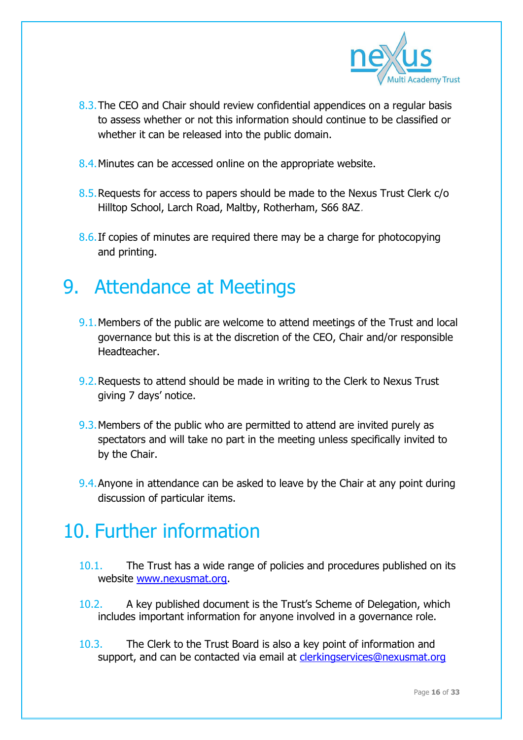8.3. The CEO and Chair should review confidential appendices on a regular basis to assess whether or not this information should continue to be classified or whether it can be released into the public domain.

8.4. Minutes can be accessed online on the appropriate website.

8.5. Requests for access to papers should be made to the Nexus Trust Clerk c/o Hilltop School, Larch Road, Maltby, Rotherham, S66 8AZ.

8.6. If copies of minutes are required there may be a charge for photocopying and printing.

# 9. Attendance at Meetings

9.1. Members of the public are welcome to attend meetings of the Trust and local governance but this is at the discretion of the CEO, Chair and/or responsible Headteacher.

9.2. Requests to attend should be made in writing to the Clerk to Nexus Trust giving 7 days' notice.

9.3. Members of the public who are permitted to attend are invited purely as spectators and will take no part in the meeting unless specifically invited to by the Chair.

9.4. Anyone in attendance can be asked to leave by the Chair at any point during discussion of particular items.

# 10. Further information

10.1. The Trust has a wide range of policies and procedures published on its website [www.nexusmat.org](http://www.nexusmat.org).

10.2. A key published document is the Trust's Scheme of Delegation, which includes important information for anyone involved in a governance role.

10.3. The Clerk to the Trust Board is also a key point of information and support, and can be contacted via email at [clerkingservices@nexusmat.org](mailto:clerkingservices@nexusmat.org)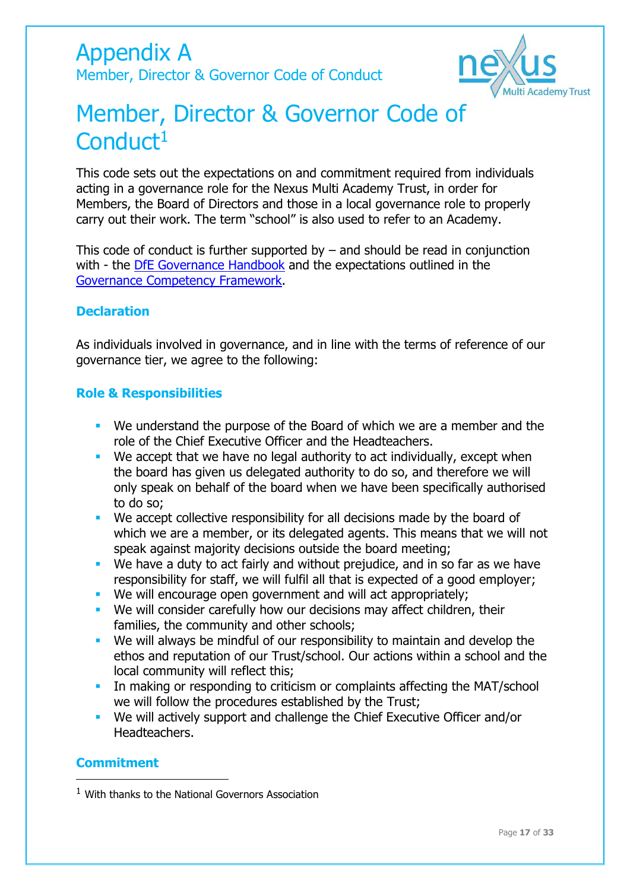# Appendix A

Member, Director & Governor Code of Conduct

# Member, Director & Governor Code of Conduct[1]

This code sets out the expectations on and commitment required from individuals acting in a governance role for the Nexus Multi Academy Trust, in order for Members, the Board of Directors and those in a local governance role to properly carry out their work. The term "school" is also used to refer to an Academy.

This code of conduct is further supported by – and should be read in conjunction with - the [DfE Governance Handbook](DfE Governance Handbook) and the expectations outlined in the [Governance Competency Framework](Governance Competency Framework).

### Declaration

As individuals involved in governance, and in line with the terms of reference of our governance tier, we agree to the following:

### Role & Responsibilities

- We understand the purpose of the Board of which we are a member and the role of the Chief Executive Officer and the Headteachers.
- We accept that we have no legal authority to act individually, except when the board has given us delegated authority to do so, and therefore we will only speak on behalf of the board when we have been specifically authorised to do so;
- We accept collective responsibility for all decisions made by the board of which we are a member, or its delegated agents. This means that we will not speak against majority decisions outside the board meeting;
- We have a duty to act fairly and without prejudice, and in so far as we have responsibility for staff, we will fulfil all that is expected of a good employer;
- We will encourage open government and will act appropriately;
- We will consider carefully how our decisions may affect children, their families, the community and other schools;
- We will always be mindful of our responsibility to maintain and develop the ethos and reputation of our Trust/school. Our actions within a school and the local community will reflect this;
- In making or responding to criticism or complaints affecting the MAT/school we will follow the procedures established by the Trust;
- We will actively support and challenge the Chief Executive Officer and/or Headteachers.

### Commitment

[1] With thanks to the National Governors Association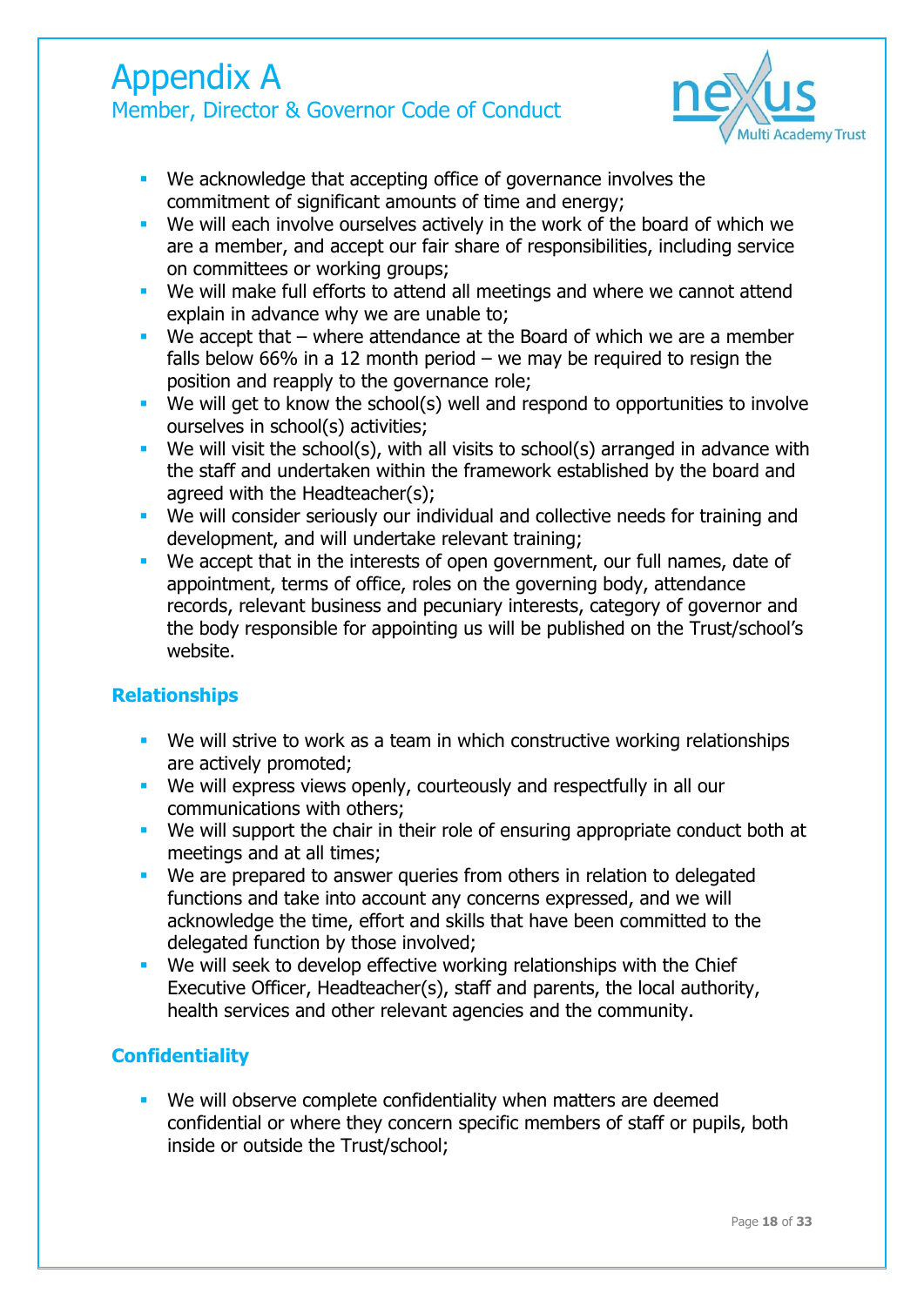# Appendix A

## Member, Director & Governor Code of Conduct

- We acknowledge that accepting office of governance involves the commitment of significant amounts of time and energy;
- We will each involve ourselves actively in the work of the board of which we are a member, and accept our fair share of responsibilities, including service on committees or working groups;
- We will make full efforts to attend all meetings and where we cannot attend explain in advance why we are unable to;
- We accept that – where attendance at the Board of which we are a member falls below 66% in a 12 month period – we may be required to resign the position and reapply to the governance role;
- We will get to know the school(s) well and respond to opportunities to involve ourselves in school(s) activities;
- We will visit the school(s), with all visits to school(s) arranged in advance with the staff and undertaken within the framework established by the board and agreed with the Headteacher(s);
- We will consider seriously our individual and collective needs for training and development, and will undertake relevant training;
- We accept that in the interests of open government, our full names, date of appointment, terms of office, roles on the governing body, attendance records, relevant business and pecuniary interests, category of governor and the body responsible for appointing us will be published on the Trust/school's website.

### Relationships

- We will strive to work as a team in which constructive working relationships are actively promoted;
- We will express views openly, courteously and respectfully in all our communications with others;
- We will support the chair in their role of ensuring appropriate conduct both at meetings and at all times;
- We are prepared to answer queries from others in relation to delegated functions and take into account any concerns expressed, and we will acknowledge the time, effort and skills that have been committed to the delegated function by those involved;
- We will seek to develop effective working relationships with the Chief Executive Officer, Headteacher(s), staff and parents, the local authority, health services and other relevant agencies and the community.

### Confidentiality

- We will observe complete confidentiality when matters are deemed confidential or where they concern specific members of staff or pupils, both inside or outside the Trust/school;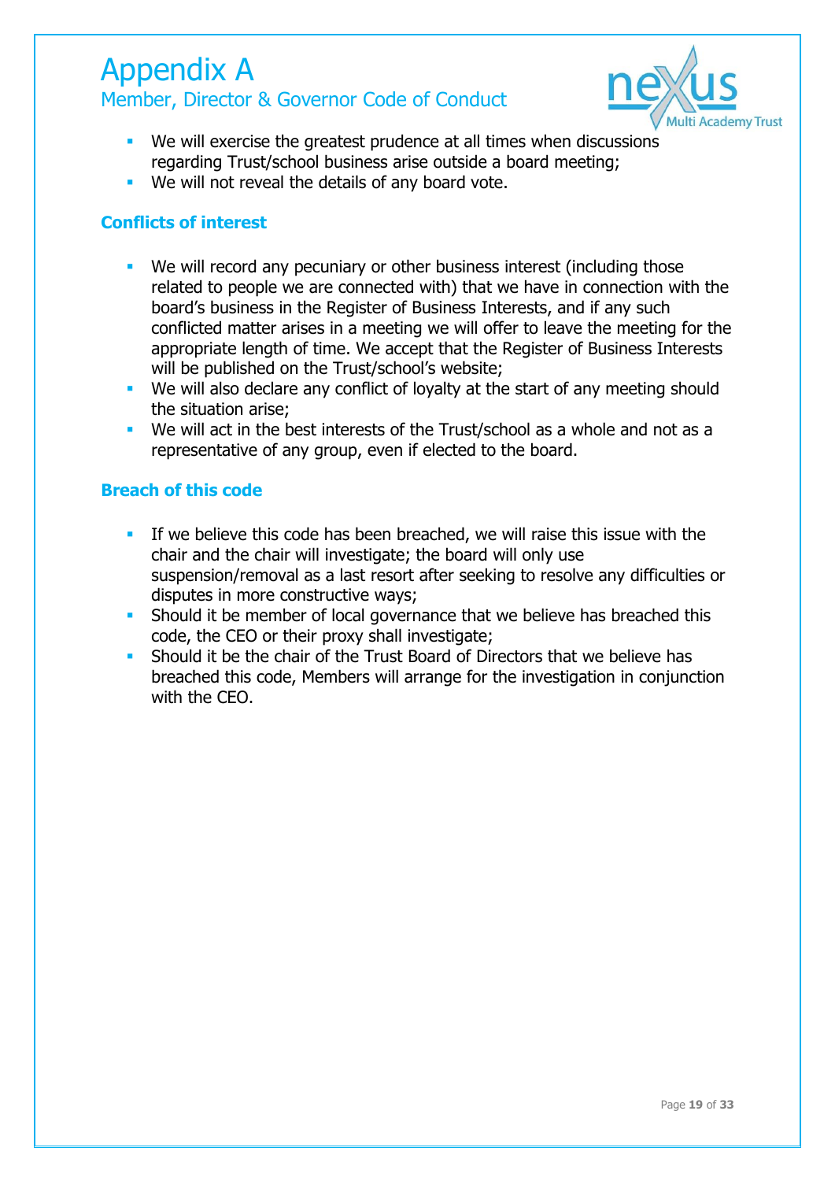# Appendix A

## Member, Director & Governor Code of Conduct

- We will exercise the greatest prudence at all times when discussions regarding Trust/school business arise outside a board meeting;
- We will not reveal the details of any board vote.

### Conflicts of interest

- We will record any pecuniary or other business interest (including those related to people we are connected with) that we have in connection with the board's business in the Register of Business Interests, and if any such conflicted matter arises in a meeting we will offer to leave the meeting for the appropriate length of time. We accept that the Register of Business Interests will be published on the Trust/school's website;
- We will also declare any conflict of loyalty at the start of any meeting should the situation arise;
- We will act in the best interests of the Trust/school as a whole and not as a representative of any group, even if elected to the board.

### Breach of this code

- If we believe this code has been breached, we will raise this issue with the chair and the chair will investigate; the board will only use suspension/removal as a last resort after seeking to resolve any difficulties or disputes in more constructive ways;
- Should it be member of local governance that we believe has breached this code, the CEO or their proxy shall investigate;
- Should it be the chair of the Trust Board of Directors that we believe has breached this code, Members will arrange for the investigation in conjunction with the CEO.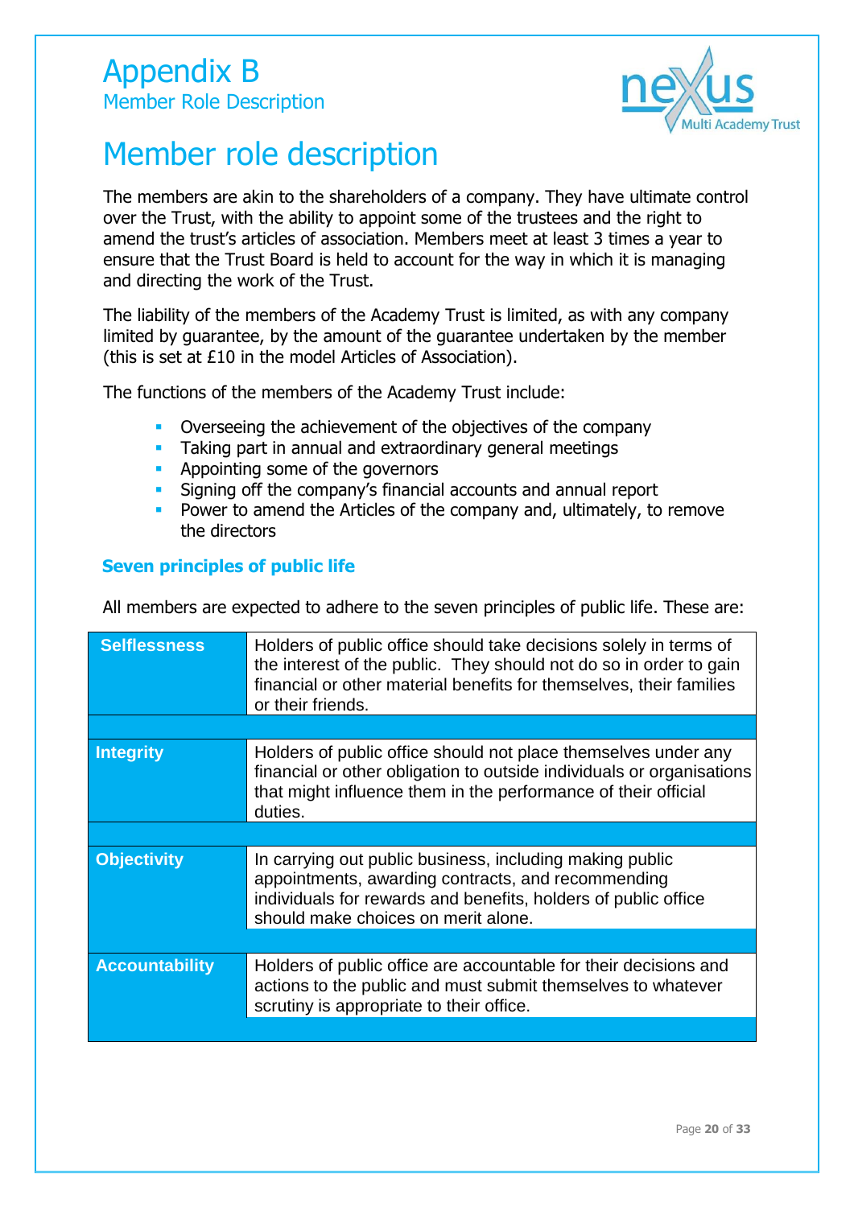# Appendix B

## Member Role Description

# Member role description

The members are akin to the shareholders of a company. They have ultimate control over the Trust, with the ability to appoint some of the trustees and the right to amend the trust's articles of association. Members meet at least 3 times a year to ensure that the Trust Board is held to account for the way in which it is managing and directing the work of the Trust.

The liability of the members of the Academy Trust is limited, as with any company limited by guarantee, by the amount of the guarantee undertaken by the member (this is set at £10 in the model Articles of Association).

The functions of the members of the Academy Trust include:

- Overseeing the achievement of the objectives of the company
- Taking part in annual and extraordinary general meetings
- Appointing some of the governors
- Signing off the company's financial accounts and annual report
- Power to amend the Articles of the company and, ultimately, to remove the directors

### Seven principles of public life

All members are expected to adhere to the seven principles of public life. These are:

| | |
|---|---|
| **Selflessness** | Holders of public office should take decisions solely in terms of the interest of the public. They should not do so in order to gain financial or other material benefits for themselves, their families or their friends. |
| **Integrity** | Holders of public office should not place themselves under any financial or other obligation to outside individuals or organisations that might influence them in the performance of their official duties. |
| **Objectivity** | In carrying out public business, including making public appointments, awarding contracts, and recommending individuals for rewards and benefits, holders of public office should make choices on merit alone. |
| **Accountability** | Holders of public office are accountable for their decisions and actions to the public and must submit themselves to whatever scrutiny is appropriate to their office. |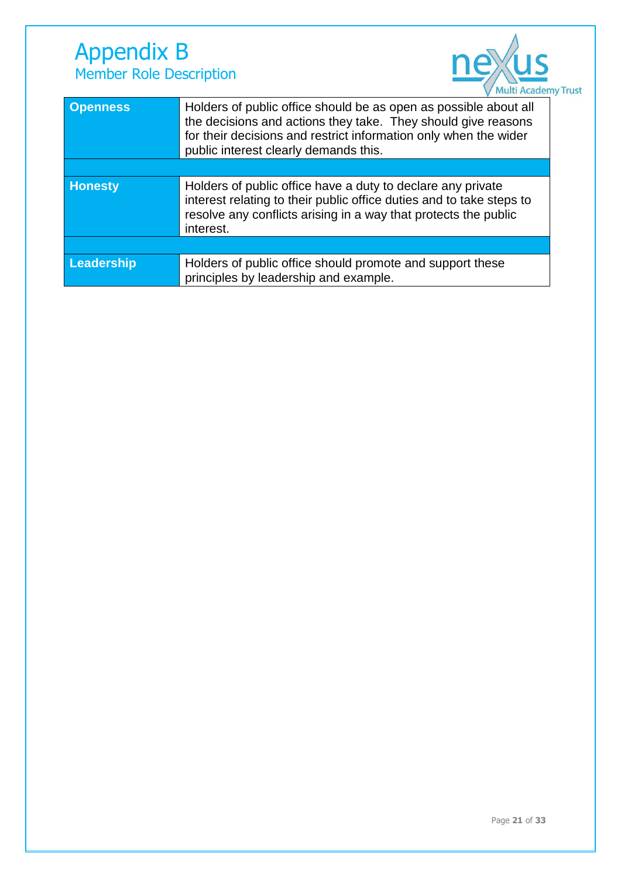# Appendix B

## Member Role Description

| | |
|---|---|
| **Openness** | Holders of public office should be as open as possible about all the decisions and actions they take. They should give reasons for their decisions and restrict information only when the wider public interest clearly demands this. |
| | |
| **Honesty** | Holders of public office have a duty to declare any private interest relating to their public office duties and to take steps to resolve any conflicts arising in a way that protects the public interest. |
| | |
| **Leadership** | Holders of public office should promote and support these principles by leadership and example. |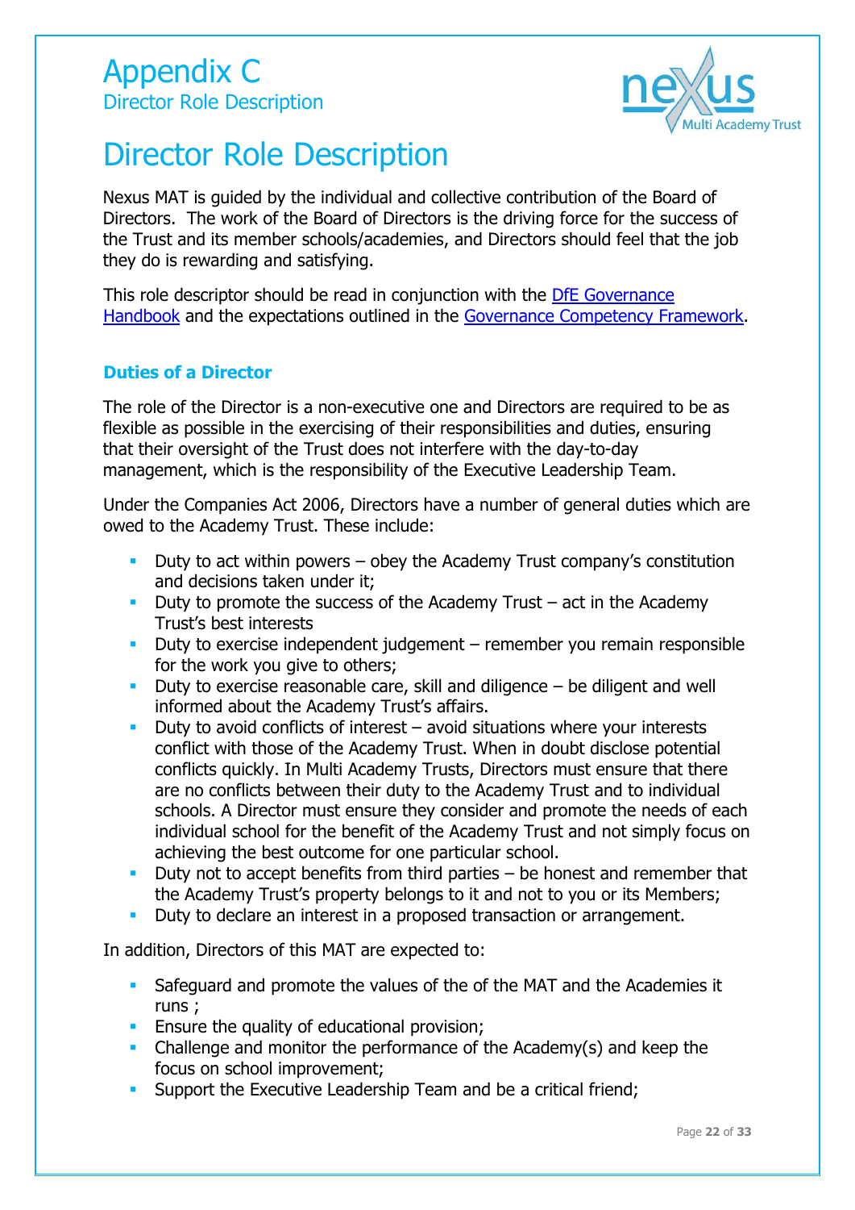# Appendix C

## Director Role Description

# Director Role Description

Nexus MAT is guided by the individual and collective contribution of the Board of Directors. The work of the Board of Directors is the driving force for the success of the Trust and its member schools/academies, and Directors should feel that the job they do is rewarding and satisfying.

This role descriptor should be read in conjunction with the [DfE Governance Handbook] and the expectations outlined in the [Governance Competency Framework].

### Duties of a Director

The role of the Director is a non-executive one and Directors are required to be as flexible as possible in the exercising of their responsibilities and duties, ensuring that their oversight of the Trust does not interfere with the day-to-day management, which is the responsibility of the Executive Leadership Team.

Under the Companies Act 2006, Directors have a number of general duties which are owed to the Academy Trust. These include:

- Duty to act within powers – obey the Academy Trust company's constitution and decisions taken under it;
- Duty to promote the success of the Academy Trust – act in the Academy Trust's best interests
- Duty to exercise independent judgement – remember you remain responsible for the work you give to others;
- Duty to exercise reasonable care, skill and diligence – be diligent and well informed about the Academy Trust's affairs.
- Duty to avoid conflicts of interest – avoid situations where your interests conflict with those of the Academy Trust. When in doubt disclose potential conflicts quickly. In Multi Academy Trusts, Directors must ensure that there are no conflicts between their duty to the Academy Trust and to individual schools. A Director must ensure they consider and promote the needs of each individual school for the benefit of the Academy Trust and not simply focus on achieving the best outcome for one particular school.
- Duty not to accept benefits from third parties – be honest and remember that the Academy Trust's property belongs to it and not to you or its Members;
- Duty to declare an interest in a proposed transaction or arrangement.

In addition, Directors of this MAT are expected to:

- Safeguard and promote the values of the of the MAT and the Academies it runs ;
- Ensure the quality of educational provision;
- Challenge and monitor the performance of the Academy(s) and keep the focus on school improvement;
- Support the Executive Leadership Team and be a critical friend;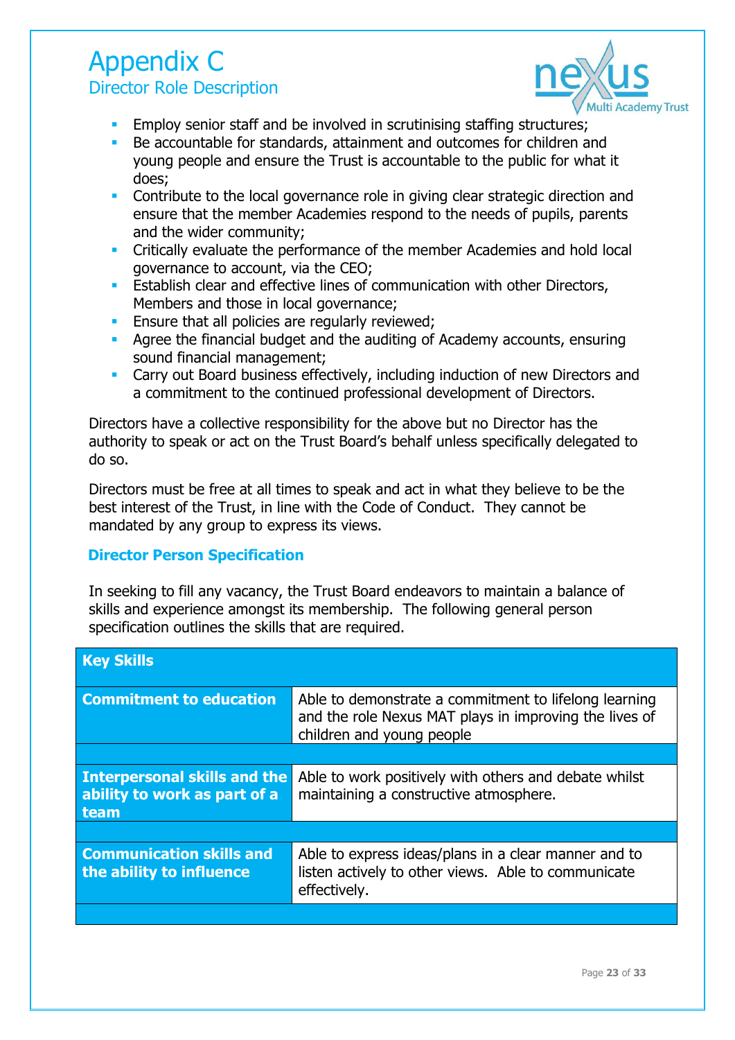# Appendix C

## Director Role Description

- Employ senior staff and be involved in scrutinising staffing structures;
- Be accountable for standards, attainment and outcomes for children and young people and ensure the Trust is accountable to the public for what it does;
- Contribute to the local governance role in giving clear strategic direction and ensure that the member Academies respond to the needs of pupils, parents and the wider community;
- Critically evaluate the performance of the member Academies and hold local governance to account, via the CEO;
- Establish clear and effective lines of communication with other Directors, Members and those in local governance;
- Ensure that all policies are regularly reviewed;
- Agree the financial budget and the auditing of Academy accounts, ensuring sound financial management;
- Carry out Board business effectively, including induction of new Directors and a commitment to the continued professional development of Directors.

Directors have a collective responsibility for the above but no Director has the authority to speak or act on the Trust Board's behalf unless specifically delegated to do so.

Directors must be free at all times to speak and act in what they believe to be the best interest of the Trust, in line with the Code of Conduct. They cannot be mandated by any group to express its views.

### Director Person Specification

In seeking to fill any vacancy, the Trust Board endeavors to maintain a balance of skills and experience amongst its membership. The following general person specification outlines the skills that are required.

| Key Skills | |
|---|---|
| **Commitment to education** | Able to demonstrate a commitment to lifelong learning and the role Nexus MAT plays in improving the lives of children and young people |
| **Interpersonal skills and the ability to work as part of a team** | Able to work positively with others and debate whilst maintaining a constructive atmosphere. |
| **Communication skills and the ability to influence** | Able to express ideas/plans in a clear manner and to listen actively to other views. Able to communicate effectively. |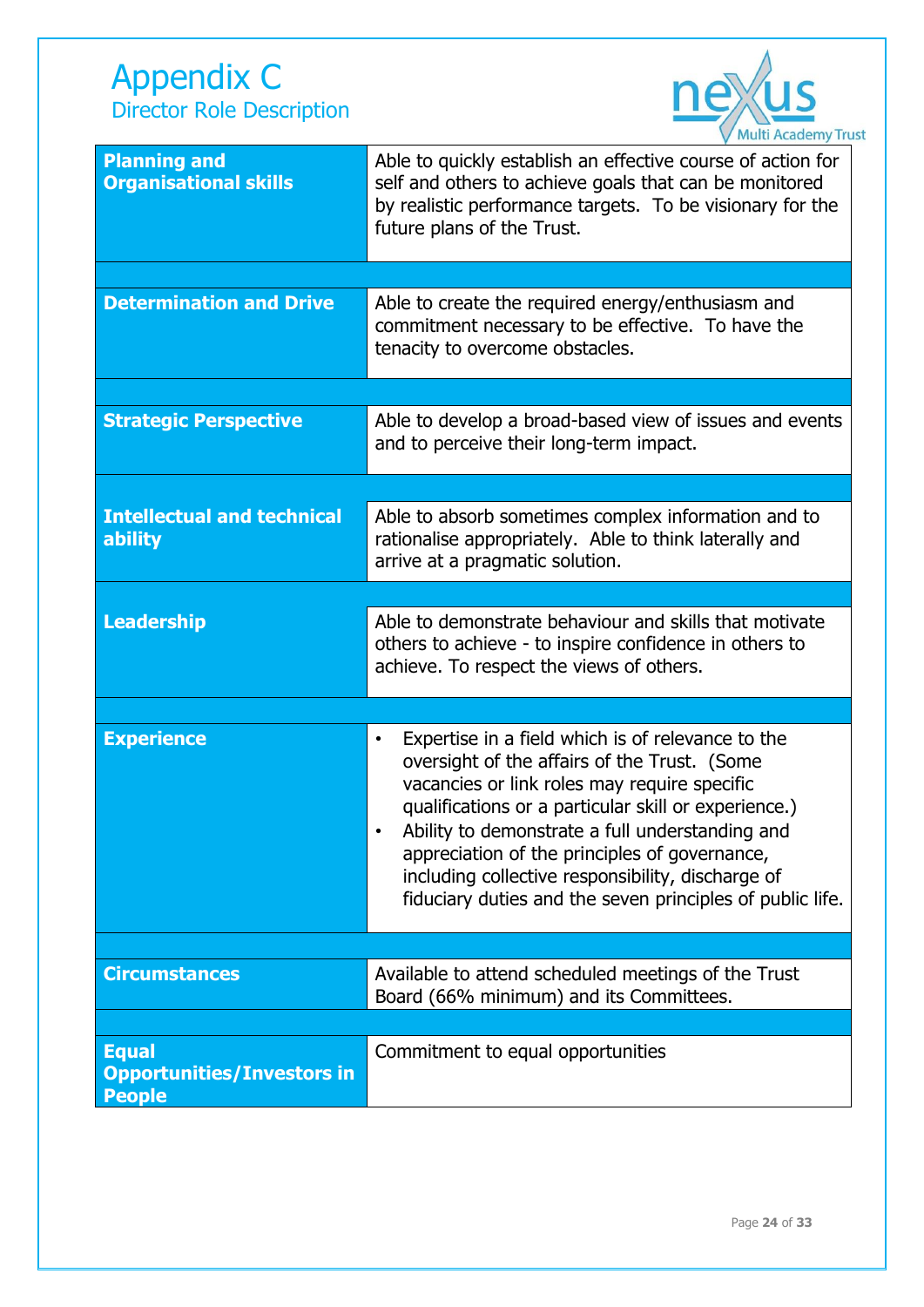# Appendix C

## Director Role Description

| | |
|---|---|
| **Planning and Organisational skills** | Able to quickly establish an effective course of action for self and others to achieve goals that can be monitored by realistic performance targets. To be visionary for the future plans of the Trust. |
| **Determination and Drive** | Able to create the required energy/enthusiasm and commitment necessary to be effective. To have the tenacity to overcome obstacles. |
| **Strategic Perspective** | Able to develop a broad-based view of issues and events and to perceive their long-term impact. |
| **Intellectual and technical ability** | Able to absorb sometimes complex information and to rationalise appropriately. Able to think laterally and arrive at a pragmatic solution. |
| **Leadership** | Able to demonstrate behaviour and skills that motivate others to achieve - to inspire confidence in others to achieve. To respect the views of others. |
| **Experience** | • Expertise in a field which is of relevance to the oversight of the affairs of the Trust. (Some vacancies or link roles may require specific qualifications or a particular skill or experience.)<br>• Ability to demonstrate a full understanding and appreciation of the principles of governance, including collective responsibility, discharge of fiduciary duties and the seven principles of public life. |
| **Circumstances** | Available to attend scheduled meetings of the Trust Board (66% minimum) and its Committees. |
| **Equal Opportunities/Investors in People** | Commitment to equal opportunities |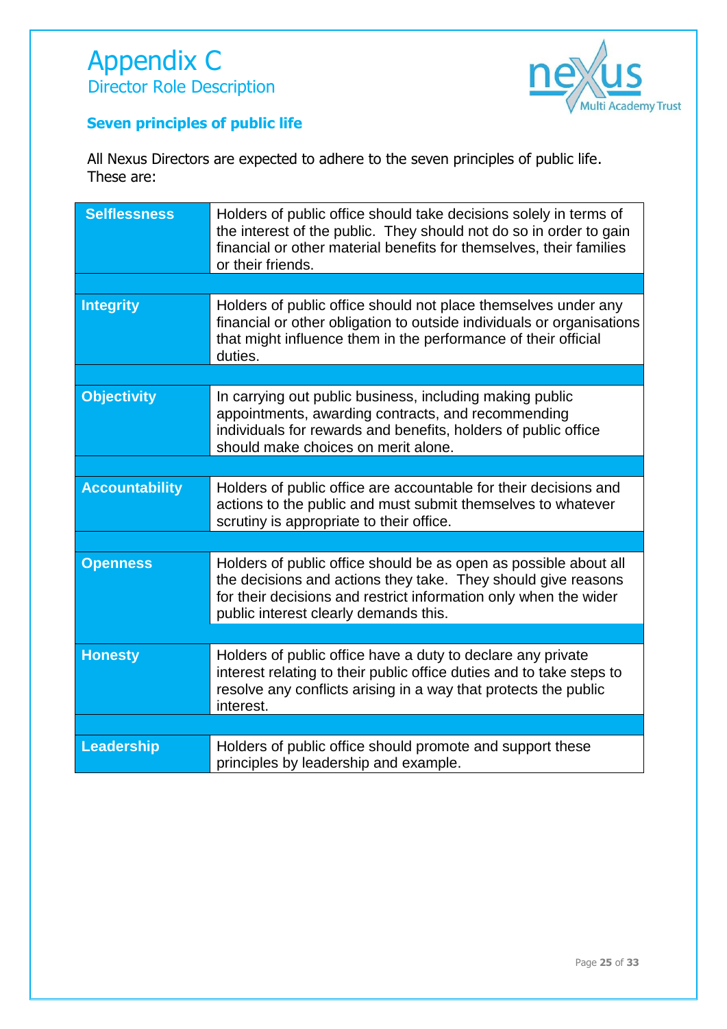# Appendix C

## Director Role Description

### Seven principles of public life

All Nexus Directors are expected to adhere to the seven principles of public life. These are:

| | |
|---|---|
| **Selflessness** | Holders of public office should take decisions solely in terms of the interest of the public. They should not do so in order to gain financial or other material benefits for themselves, their families or their friends. |
| **Integrity** | Holders of public office should not place themselves under any financial or other obligation to outside individuals or organisations that might influence them in the performance of their official duties. |
| **Objectivity** | In carrying out public business, including making public appointments, awarding contracts, and recommending individuals for rewards and benefits, holders of public office should make choices on merit alone. |
| **Accountability** | Holders of public office are accountable for their decisions and actions to the public and must submit themselves to whatever scrutiny is appropriate to their office. |
| **Openness** | Holders of public office should be as open as possible about all the decisions and actions they take. They should give reasons for their decisions and restrict information only when the wider public interest clearly demands this. |
| **Honesty** | Holders of public office have a duty to declare any private interest relating to their public office duties and to take steps to resolve any conflicts arising in a way that protects the public interest. |
| **Leadership** | Holders of public office should promote and support these principles by leadership and example. |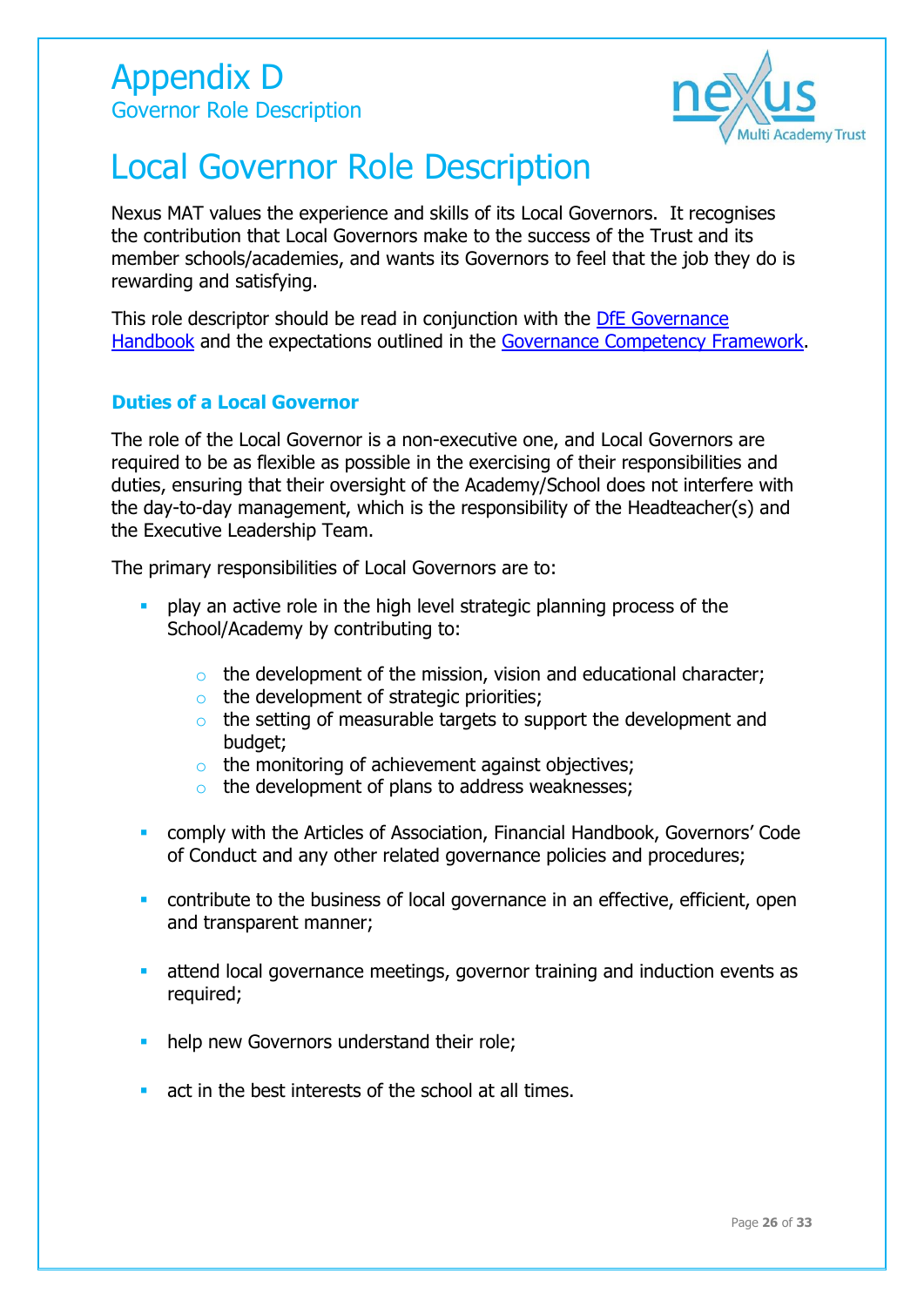# Appendix D

## Governor Role Description

# Local Governor Role Description

Nexus MAT values the experience and skills of its Local Governors. It recognises the contribution that Local Governors make to the success of the Trust and its member schools/academies, and wants its Governors to feel that the job they do is rewarding and satisfying.

This role descriptor should be read in conjunction with the [DfE Governance Handbook]() and the expectations outlined in the [Governance Competency Framework]().

### Duties of a Local Governor

The role of the Local Governor is a non-executive one, and Local Governors are required to be as flexible as possible in the exercising of their responsibilities and duties, ensuring that their oversight of the Academy/School does not interfere with the day-to-day management, which is the responsibility of the Headteacher(s) and the Executive Leadership Team.

The primary responsibilities of Local Governors are to:

- play an active role in the high level strategic planning process of the School/Academy by contributing to:
  - the development of the mission, vision and educational character;
  - the development of strategic priorities;
  - the setting of measurable targets to support the development and budget;
  - the monitoring of achievement against objectives;
  - the development of plans to address weaknesses;
- comply with the Articles of Association, Financial Handbook, Governors' Code of Conduct and any other related governance policies and procedures;
- contribute to the business of local governance in an effective, efficient, open and transparent manner;
- attend local governance meetings, governor training and induction events as required;
- help new Governors understand their role;
- act in the best interests of the school at all times.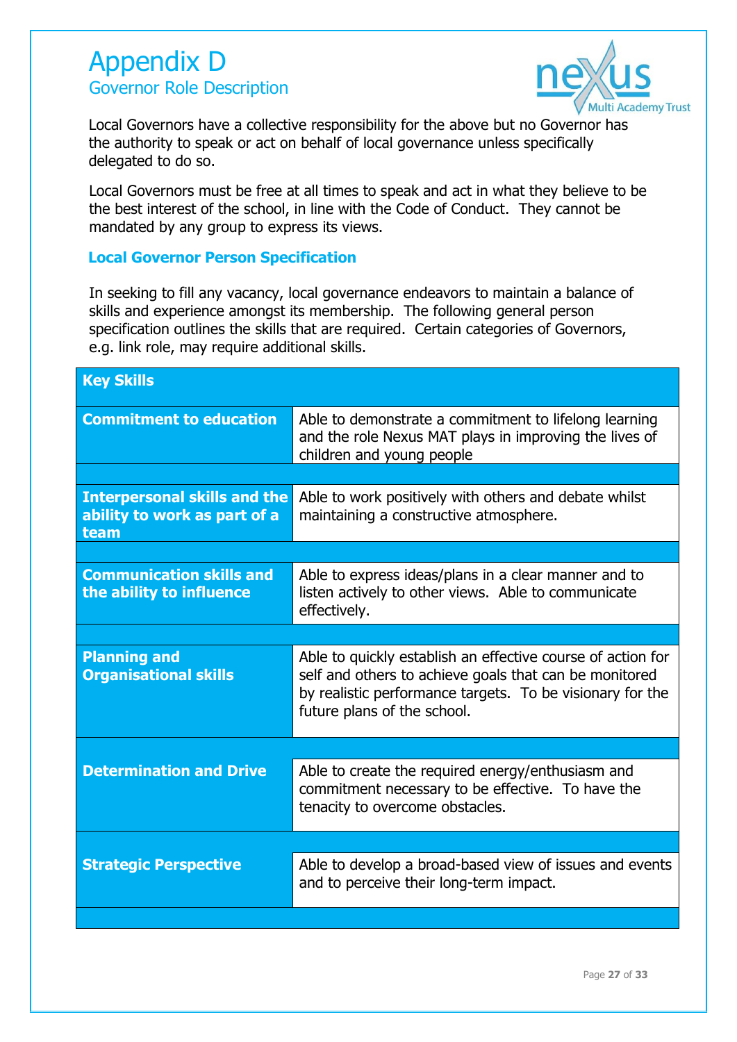# Appendix D

## Governor Role Description

Local Governors have a collective responsibility for the above but no Governor has the authority to speak or act on behalf of local governance unless specifically delegated to do so.

Local Governors must be free at all times to speak and act in what they believe to be the best interest of the school, in line with the Code of Conduct. They cannot be mandated by any group to express its views.

### Local Governor Person Specification

In seeking to fill any vacancy, local governance endeavors to maintain a balance of skills and experience amongst its membership. The following general person specification outlines the skills that are required. Certain categories of Governors, e.g. link role, may require additional skills.

| Key Skills | |
|---|---|
| **Commitment to education** | Able to demonstrate a commitment to lifelong learning and the role Nexus MAT plays in improving the lives of children and young people |
| **Interpersonal skills and the ability to work as part of a team** | Able to work positively with others and debate whilst maintaining a constructive atmosphere. |
| **Communication skills and the ability to influence** | Able to express ideas/plans in a clear manner and to listen actively to other views. Able to communicate effectively. |
| **Planning and Organisational skills** | Able to quickly establish an effective course of action for self and others to achieve goals that can be monitored by realistic performance targets. To be visionary for the future plans of the school. |
| **Determination and Drive** | Able to create the required energy/enthusiasm and commitment necessary to be effective. To have the tenacity to overcome obstacles. |
| **Strategic Perspective** | Able to develop a broad-based view of issues and events and to perceive their long-term impact. |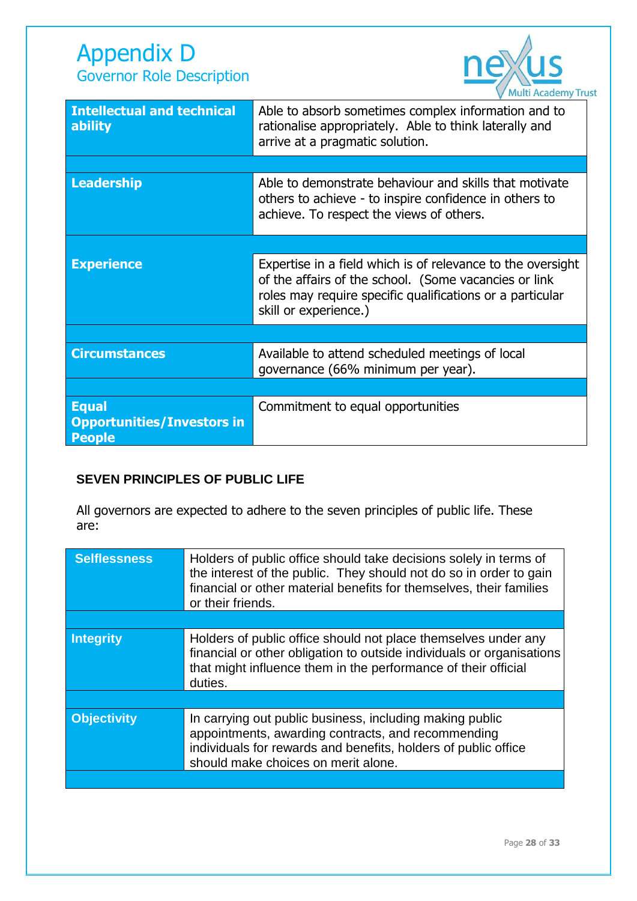# Appendix D
## Governor Role Description

| | |
|---|---|
| **Intellectual and technical ability** | Able to absorb sometimes complex information and to rationalise appropriately. Able to think laterally and arrive at a pragmatic solution. |
| | |
| **Leadership** | Able to demonstrate behaviour and skills that motivate others to achieve - to inspire confidence in others to achieve. To respect the views of others. |
| | |
| **Experience** | Expertise in a field which is of relevance to the oversight of the affairs of the school. (Some vacancies or link roles may require specific qualifications or a particular skill or experience.) |
| | |
| **Circumstances** | Available to attend scheduled meetings of local governance (66% minimum per year). |
| | |
| **Equal Opportunities/Investors in People** | Commitment to equal opportunities |

### SEVEN PRINCIPLES OF PUBLIC LIFE

All governors are expected to adhere to the seven principles of public life. These are:

| | |
|---|---|
| **Selflessness** | Holders of public office should take decisions solely in terms of the interest of the public. They should not do so in order to gain financial or other material benefits for themselves, their families or their friends. |
| | |
| **Integrity** | Holders of public office should not place themselves under any financial or other obligation to outside individuals or organisations that might influence them in the performance of their official duties. |
| | |
| **Objectivity** | In carrying out public business, including making public appointments, awarding contracts, and recommending individuals for rewards and benefits, holders of public office should make choices on merit alone. |
| | |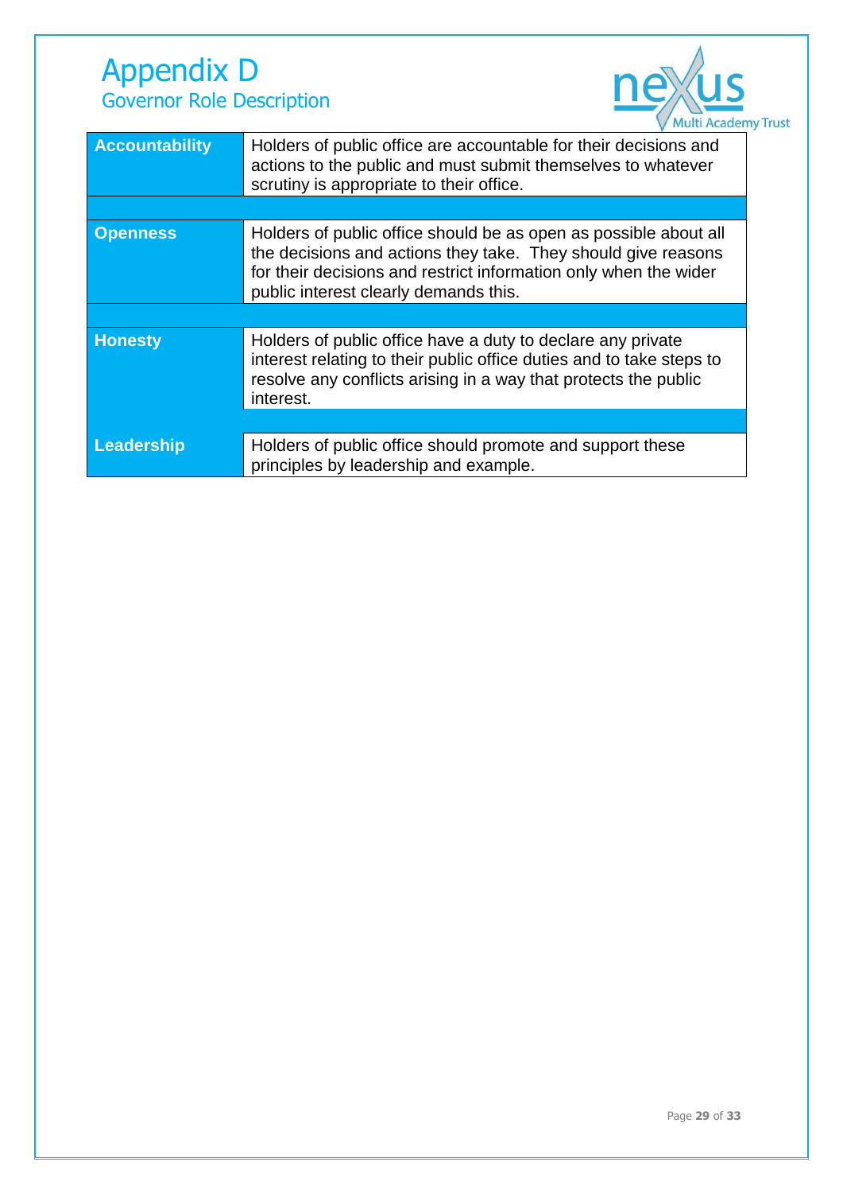# Appendix D

## Governor Role Description

| | |
|---|---|
| **Accountability** | Holders of public office are accountable for their decisions and actions to the public and must submit themselves to whatever scrutiny is appropriate to their office. |
| **Openness** | Holders of public office should be as open as possible about all the decisions and actions they take. They should give reasons for their decisions and restrict information only when the wider public interest clearly demands this. |
| **Honesty** | Holders of public office have a duty to declare any private interest relating to their public office duties and to take steps to resolve any conflicts arising in a way that protects the public interest. |
| **Leadership** | Holders of public office should promote and support these principles by leadership and example. |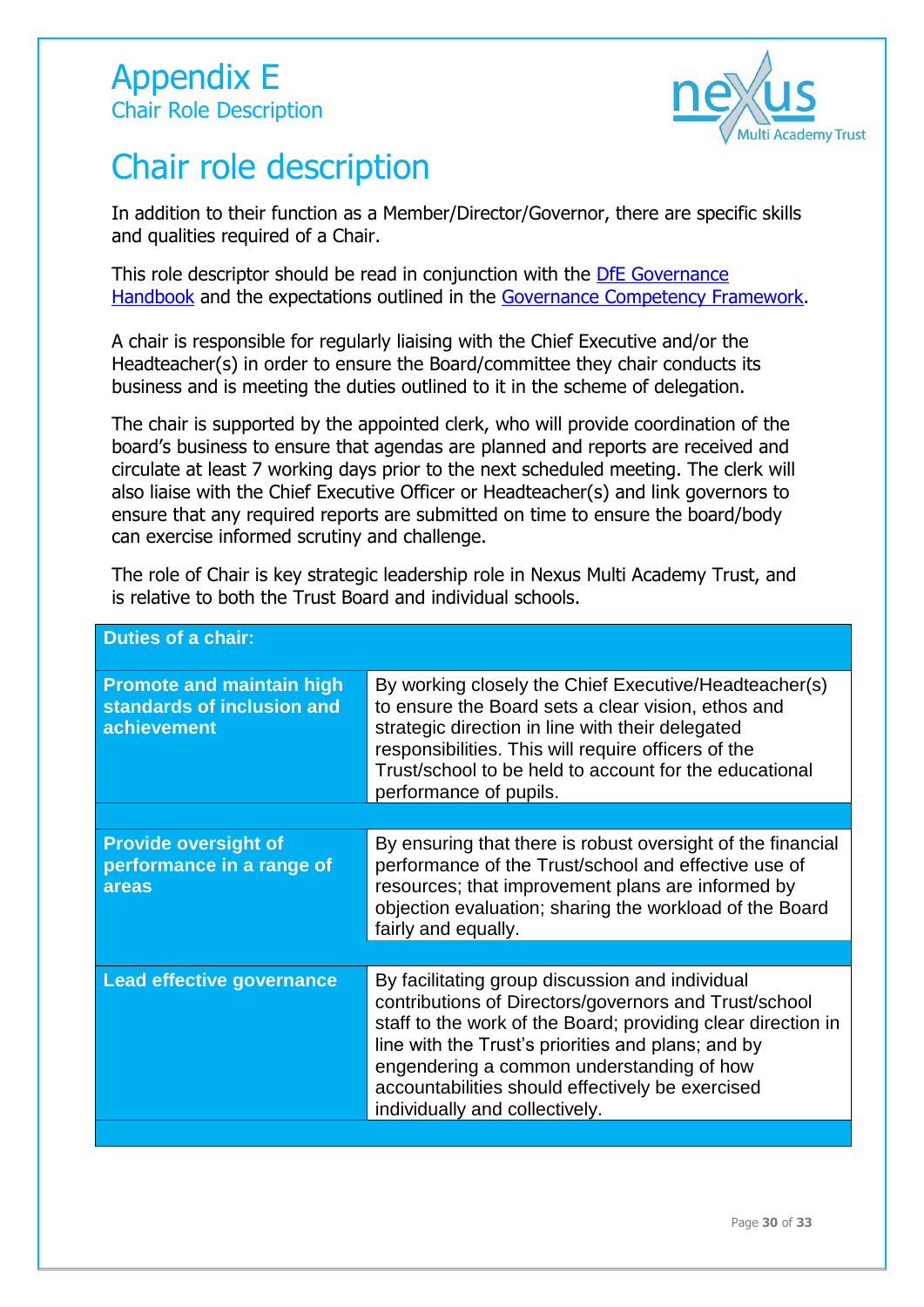# Appendix E
## Chair Role Description

# Chair role description

In addition to their function as a Member/Director/Governor, there are specific skills and qualities required of a Chair.

This role descriptor should be read in conjunction with the [DfE Governance Handbook]() and the expectations outlined in the [Governance Competency Framework]().

A chair is responsible for regularly liaising with the Chief Executive and/or the Headteacher(s) in order to ensure the Board/committee they chair conducts its business and is meeting the duties outlined to it in the scheme of delegation.

The chair is supported by the appointed clerk, who will provide coordination of the board's business to ensure that agendas are planned and reports are received and circulate at least 7 working days prior to the next scheduled meeting. The clerk will also liaise with the Chief Executive Officer or Headteacher(s) and link governors to ensure that any required reports are submitted on time to ensure the board/body can exercise informed scrutiny and challenge.

The role of Chair is key strategic leadership role in Nexus Multi Academy Trust, and is relative to both the Trust Board and individual schools.

| Duties of a chair: | |
|---|---|
| **Promote and maintain high standards of inclusion and achievement** | By working closely the Chief Executive/Headteacher(s) to ensure the Board sets a clear vision, ethos and strategic direction in line with their delegated responsibilities. This will require officers of the Trust/school to be held to account for the educational performance of pupils. |
| **Provide oversight of performance in a range of areas** | By ensuring that there is robust oversight of the financial performance of the Trust/school and effective use of resources; that improvement plans are informed by objection evaluation; sharing the workload of the Board fairly and equally. |
| **Lead effective governance** | By facilitating group discussion and individual contributions of Directors/governors and Trust/school staff to the work of the Board; providing clear direction in line with the Trust's priorities and plans; and by engendering a common understanding of how accountabilities should effectively be exercised individually and collectively. |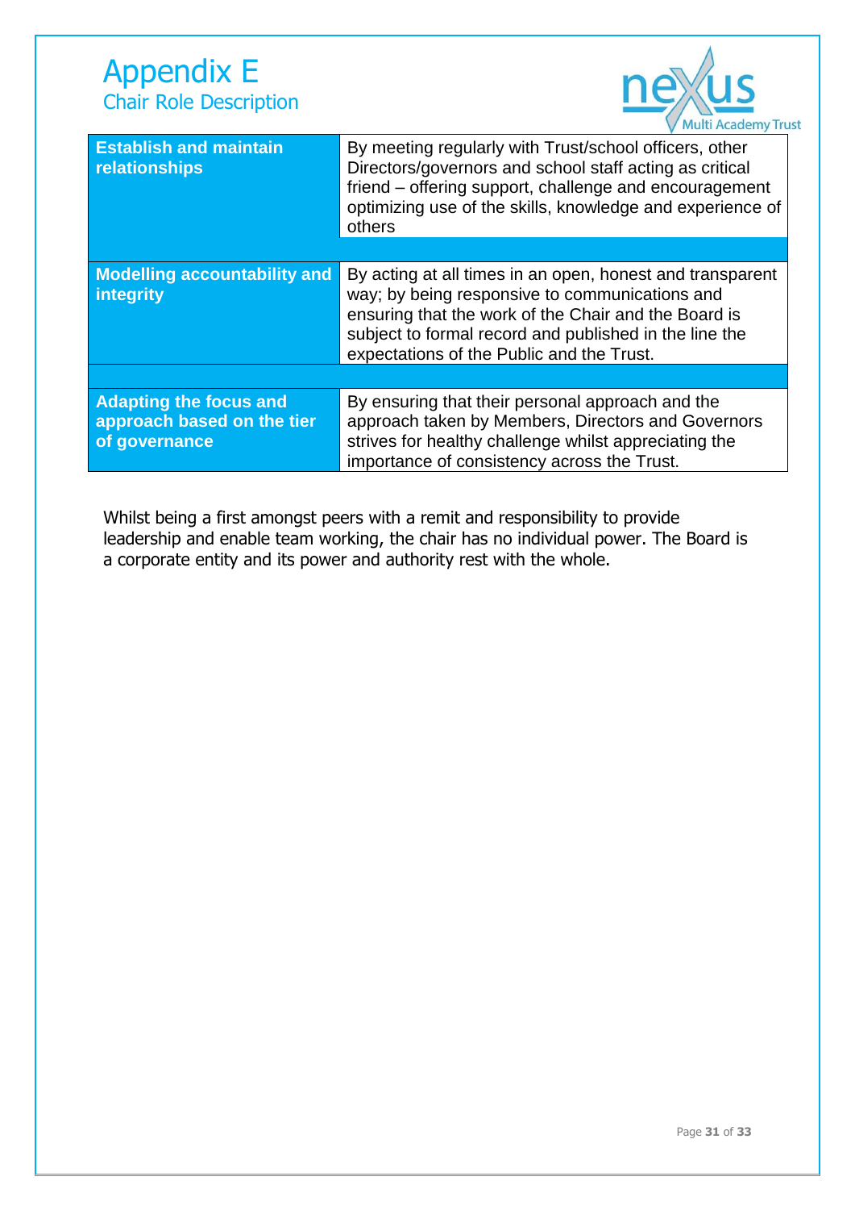# Appendix E

## Chair Role Description

| | |
|---|---|
| **Establish and maintain relationships** | By meeting regularly with Trust/school officers, other Directors/governors and school staff acting as critical friend – offering support, challenge and encouragement optimizing use of the skills, knowledge and experience of others |
| **Modelling accountability and integrity** | By acting at all times in an open, honest and transparent way; by being responsive to communications and ensuring that the work of the Chair and the Board is subject to formal record and published in the line the expectations of the Public and the Trust. |
| **Adapting the focus and approach based on the tier of governance** | By ensuring that their personal approach and the approach taken by Members, Directors and Governors strives for healthy challenge whilst appreciating the importance of consistency across the Trust. |

Whilst being a first amongst peers with a remit and responsibility to provide leadership and enable team working, the chair has no individual power. The Board is a corporate entity and its power and authority rest with the whole.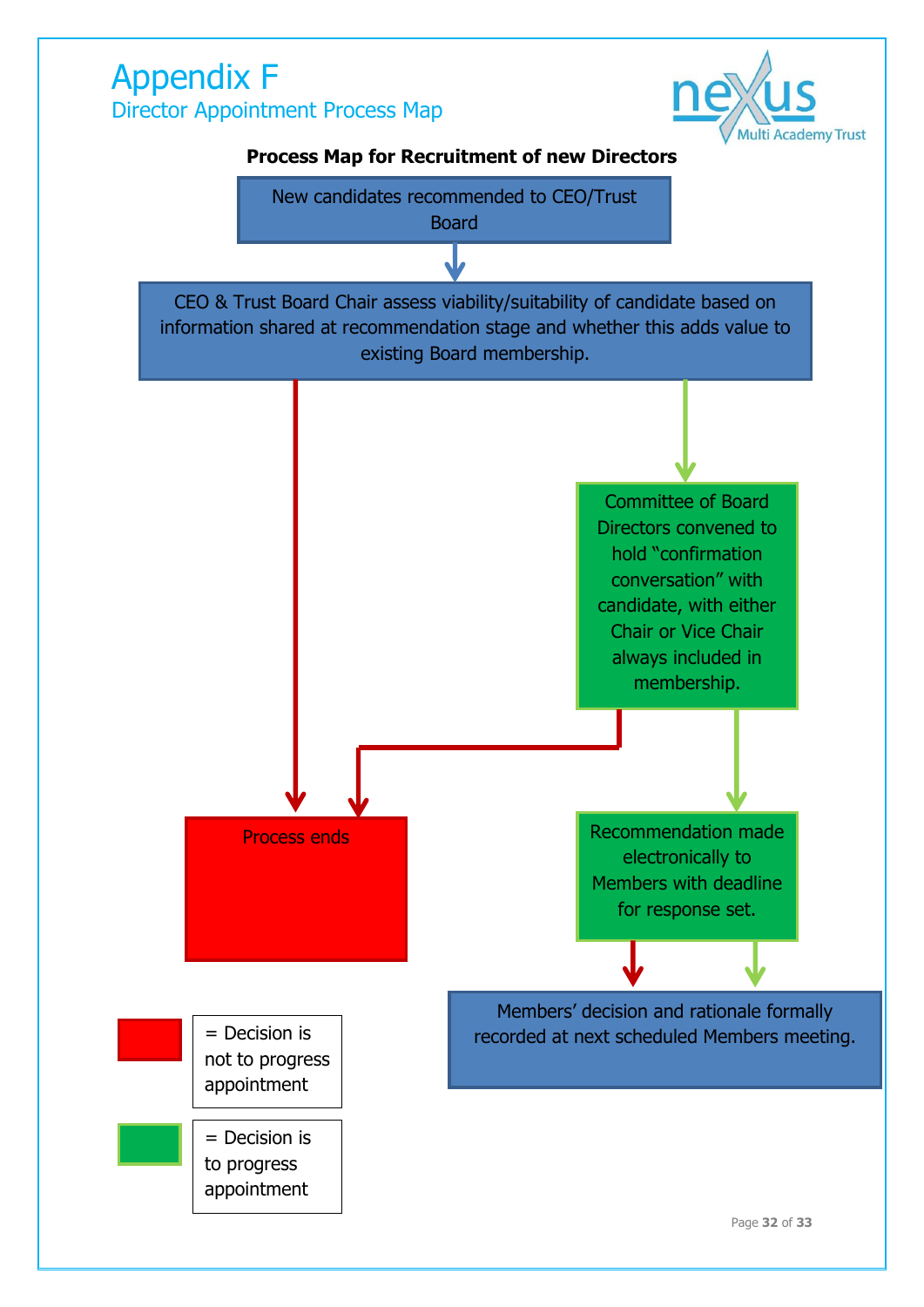# Appendix F

## Director Appointment Process Map

Multi Academy Trust

**Process Map for Recruitment of new Directors**

New candidates recommended to CEO/Trust Board

CEO & Trust Board Chair assess viability/suitability of candidate based on information shared at recommendation stage and whether this adds value to existing Board membership.

Committee of Board Directors convened to hold "confirmation conversation" with candidate, with either Chair or Vice Chair always included in membership.

Process ends

Recommendation made electronically to Members with deadline for response set.

Members' decision and rationale formally recorded at next scheduled Members meeting.

= Decision is not to progress appointment

= Decision is to progress appointment